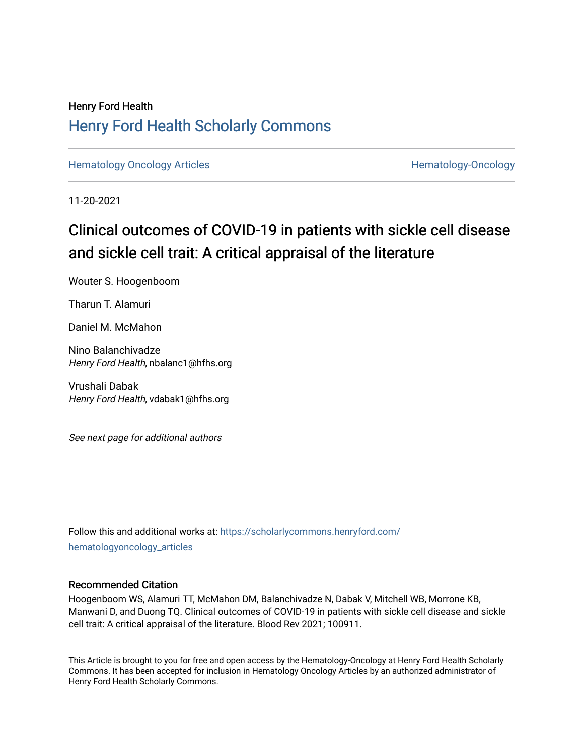Henry Ford Health

# Henry Ford Health Scholarly Commons

Hematology Oncology Articles | Hematology-Oncology

11-20-2021

# Clinical outcomes of COVID-19 in patients with sickle cell disease and sickle cell trait: A critical appraisal of the literature

Wouter S. Hoogenboom

Tharun T. Alamuri

Daniel M. McMahon

Nino Balanchivadze
*Henry Ford Health*, nbalanc1@hfhs.org

Vrushali Dabak
*Henry Ford Health*, vdabak1@hfhs.org

*See next page for additional authors*

Follow this and additional works at: https://scholarlycommons.henryford.com/hematologyoncology_articles

## Recommended Citation

Hoogenboom WS, Alamuri TT, McMahon DM, Balanchivadze N, Dabak V, Mitchell WB, Morrone KB, Manwani D, and Duong TQ. Clinical outcomes of COVID-19 in patients with sickle cell disease and sickle cell trait: A critical appraisal of the literature. Blood Rev 2021; 100911.

This Article is brought to you for free and open access by the Hematology-Oncology at Henry Ford Health Scholarly Commons. It has been accepted for inclusion in Hematology Oncology Articles by an authorized administrator of Henry Ford Health Scholarly Commons.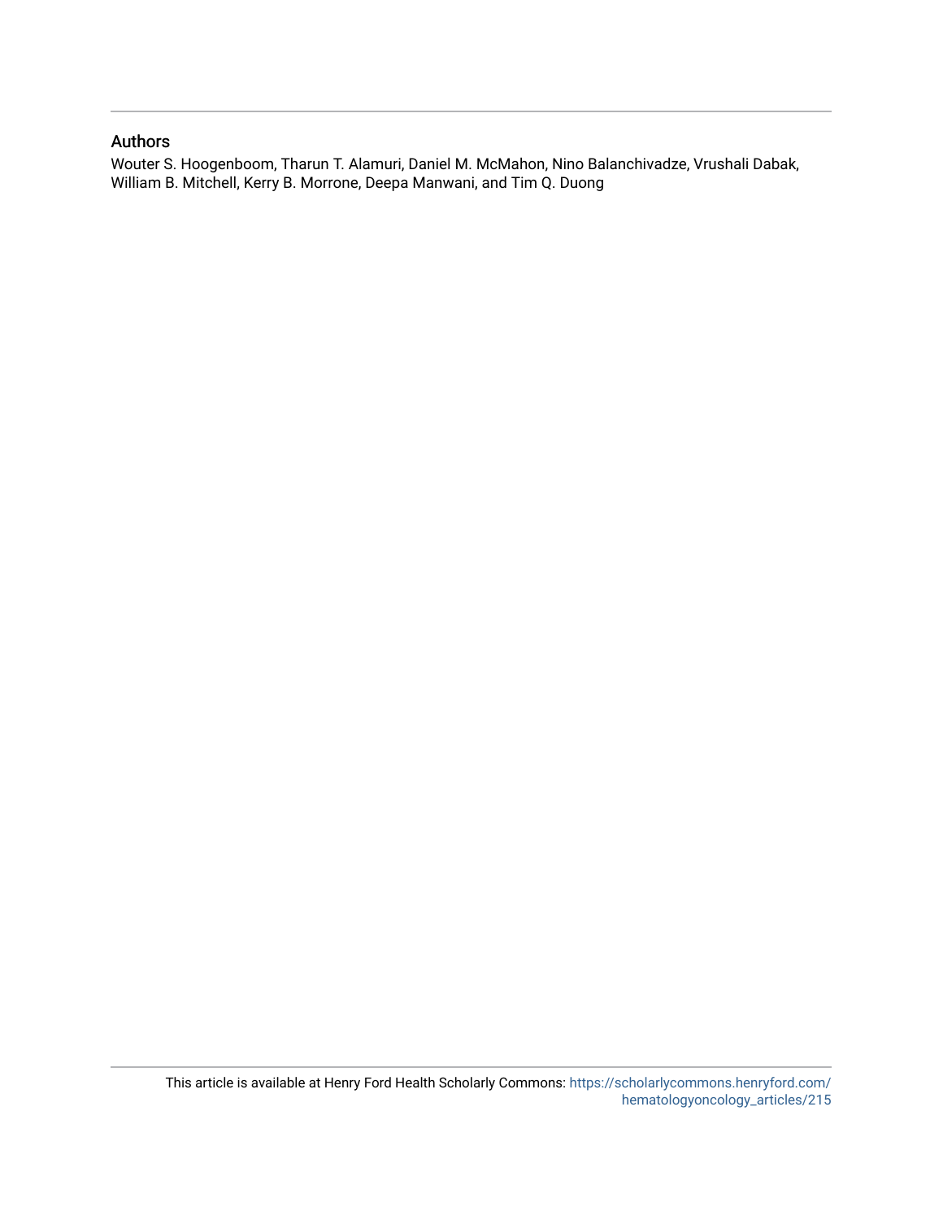## Authors

Wouter S. Hoogenboom, Tharun T. Alamuri, Daniel M. McMahon, Nino Balanchivadze, Vrushali Dabak, William B. Mitchell, Kerry B. Morrone, Deepa Manwani, and Tim Q. Duong

This article is available at Henry Ford Health Scholarly Commons: https://scholarlycommons.henryford.com/hematologyoncology_articles/215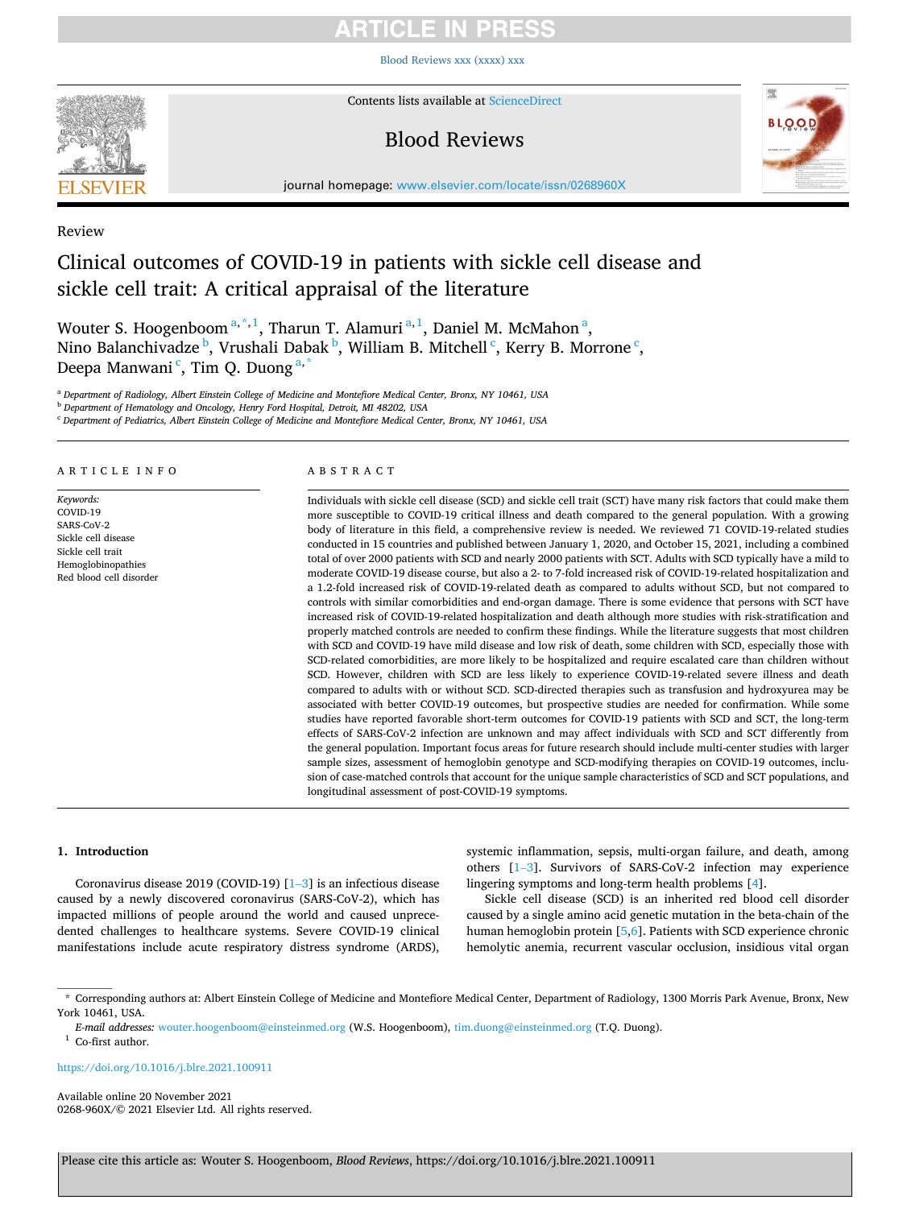Review

# Clinical outcomes of COVID-19 in patients with sickle cell disease and sickle cell trait: A critical appraisal of the literature

Wouter S. Hoogenboom [a,*,1], Tharun T. Alamuri [a,1], Daniel M. McMahon [a], Nino Balanchivadze [b], Vrushali Dabak [b], William B. Mitchell [c], Kerry B. Morrone [c], Deepa Manwani [c], Tim Q. Duong [a,*]

[a] Department of Radiology, Albert Einstein College of Medicine and Montefiore Medical Center, Bronx, NY 10461, USA
[b] Department of Hematology and Oncology, Henry Ford Hospital, Detroit, MI 48202, USA
[c] Department of Pediatrics, Albert Einstein College of Medicine and Montefiore Medical Center, Bronx, NY 10461, USA

## ARTICLE INFO

*Keywords:*
COVID-19
SARS-CoV-2
Sickle cell disease
Sickle cell trait
Hemoglobinopathies
Red blood cell disorder

## ABSTRACT

Individuals with sickle cell disease (SCD) and sickle cell trait (SCT) have many risk factors that could make them more susceptible to COVID-19 critical illness and death compared to the general population. With a growing body of literature in this field, a comprehensive review is needed. We reviewed 71 COVID-19-related studies conducted in 15 countries and published between January 1, 2020, and October 15, 2021, including a combined total of over 2000 patients with SCD and nearly 2000 patients with SCT. Adults with SCD typically have a mild to moderate COVID-19 disease course, but also a 2- to 7-fold increased risk of COVID-19-related hospitalization and a 1.2-fold increased risk of COVID-19-related death as compared to adults without SCD, but not compared to controls with similar comorbidities and end-organ damage. There is some evidence that persons with SCT have increased risk of COVID-19-related hospitalization and death although more studies with risk-stratification and properly matched controls are needed to confirm these findings. While the literature suggests that most children with SCD and COVID-19 have mild disease and low risk of death, some children with SCD, especially those with SCD-related comorbidities, are more likely to be hospitalized and require escalated care than children without SCD. However, children with SCD are less likely to experience COVID-19-related severe illness and death compared to adults with or without SCD. SCD-directed therapies such as transfusion and hydroxyurea may be associated with better COVID-19 outcomes, but prospective studies are needed for confirmation. While some studies have reported favorable short-term outcomes for COVID-19 patients with SCD and SCT, the long-term effects of SARS-CoV-2 infection are unknown and may affect individuals with SCD and SCT differently from the general population. Important focus areas for future research should include multi-center studies with larger sample sizes, assessment of hemoglobin genotype and SCD-modifying therapies on COVID-19 outcomes, inclusion of case-matched controls that account for the unique sample characteristics of SCD and SCT populations, and longitudinal assessment of post-COVID-19 symptoms.

## 1. Introduction

Coronavirus disease 2019 (COVID-19) [1–3] is an infectious disease caused by a newly discovered coronavirus (SARS-CoV-2), which has impacted millions of people around the world and caused unprecedented challenges to healthcare systems. Severe COVID-19 clinical manifestations include acute respiratory distress syndrome (ARDS), systemic inflammation, sepsis, multi-organ failure, and death, among others [1–3]. Survivors of SARS-CoV-2 infection may experience lingering symptoms and long-term health problems [4].

Sickle cell disease (SCD) is an inherited red blood cell disorder caused by a single amino acid genetic mutation in the beta-chain of the human hemoglobin protein [5,6]. Patients with SCD experience chronic hemolytic anemia, recurrent vascular occlusion, insidious vital organ

\* Corresponding authors at: Albert Einstein College of Medicine and Montefiore Medical Center, Department of Radiology, 1300 Morris Park Avenue, Bronx, New York 10461, USA.
*E-mail addresses:* wouter.hoogenboom@einsteinmed.org (W.S. Hoogenboom), tim.duong@einsteinmed.org (T.Q. Duong).
[1] Co-first author.

https://doi.org/10.1016/j.blre.2021.100911

Available online 20 November 2021
0268-960X/© 2021 Elsevier Ltd. All rights reserved.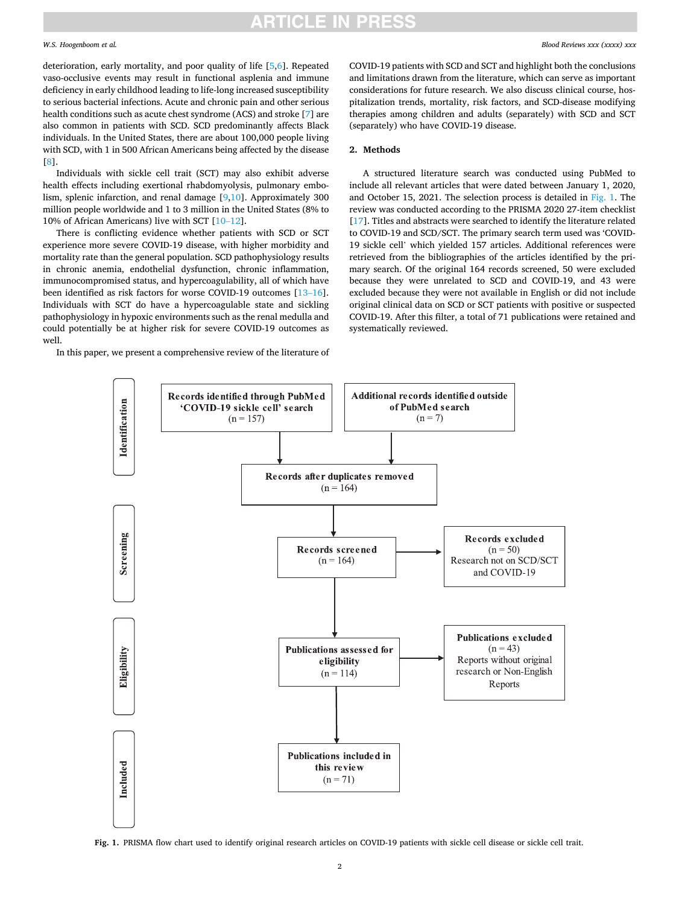deterioration, early mortality, and poor quality of life [5,6]. Repeated vaso-occlusive events may result in functional asplenia and immune deficiency in early childhood leading to life-long increased susceptibility to serious bacterial infections. Acute and chronic pain and other serious health conditions such as acute chest syndrome (ACS) and stroke [7] are also common in patients with SCD. SCD predominantly affects Black individuals. In the United States, there are about 100,000 people living with SCD, with 1 in 500 African Americans being affected by the disease [8].

Individuals with sickle cell trait (SCT) may also exhibit adverse health effects including exertional rhabdomyolysis, pulmonary embolism, splenic infarction, and renal damage [9,10]. Approximately 300 million people worldwide and 1 to 3 million in the United States (8% to 10% of African Americans) live with SCT [10–12].

There is conflicting evidence whether patients with SCD or SCT experience more severe COVID-19 disease, with higher morbidity and mortality rate than the general population. SCD pathophysiology results in chronic anemia, endothelial dysfunction, chronic inflammation, immunocompromised status, and hypercoagulability, all of which have been identified as risk factors for worse COVID-19 outcomes [13–16]. Individuals with SCT do have a hypercoagulable state and sickling pathophysiology in hypoxic environments such as the renal medulla and could potentially be at higher risk for severe COVID-19 outcomes as well.

In this paper, we present a comprehensive review of the literature of COVID-19 patients with SCD and SCT and highlight both the conclusions and limitations drawn from the literature, which can serve as important considerations for future research. We also discuss clinical course, hospitalization trends, mortality, risk factors, and SCD-disease modifying therapies among children and adults (separately) with SCD and SCT (separately) who have COVID-19 disease.

## 2. Methods

A structured literature search was conducted using PubMed to include all relevant articles that were dated between January 1, 2020, and October 15, 2021. The selection process is detailed in Fig. 1. The review was conducted according to the PRISMA 2020 27-item checklist [17]. Titles and abstracts were searched to identify the literature related to COVID-19 and SCD/SCT. The primary search term used was 'COVID-19 sickle cell' which yielded 157 articles. Additional references were retrieved from the bibliographies of the articles identified by the primary search. Of the original 164 records screened, 50 were excluded because they were unrelated to SCD and COVID-19, and 43 were excluded because they were not available in English or did not include original clinical data on SCD or SCT patients with positive or suspected COVID-19. After this filter, a total of 71 publications were retained and systematically reviewed.

**Identification**

- **Records identified through PubMed 'COVID-19 sickle cell' search** (n = 157)
- **Additional records identified outside of PubMed search** (n = 7)
- **Records after duplicates removed** (n = 164)

**Screening**

- **Records screened** (n = 164) → **Records excluded** (n = 50) Research not on SCD/SCT and COVID-19

**Eligibility**

- **Publications assessed for eligibility** (n = 114) → **Publications excluded** (n = 43) Reports without original research or Non-English Reports

**Included**

- **Publications included in this review** (n = 71)

**Fig. 1.** PRISMA flow chart used to identify original research articles on COVID-19 patients with sickle cell disease or sickle cell trait.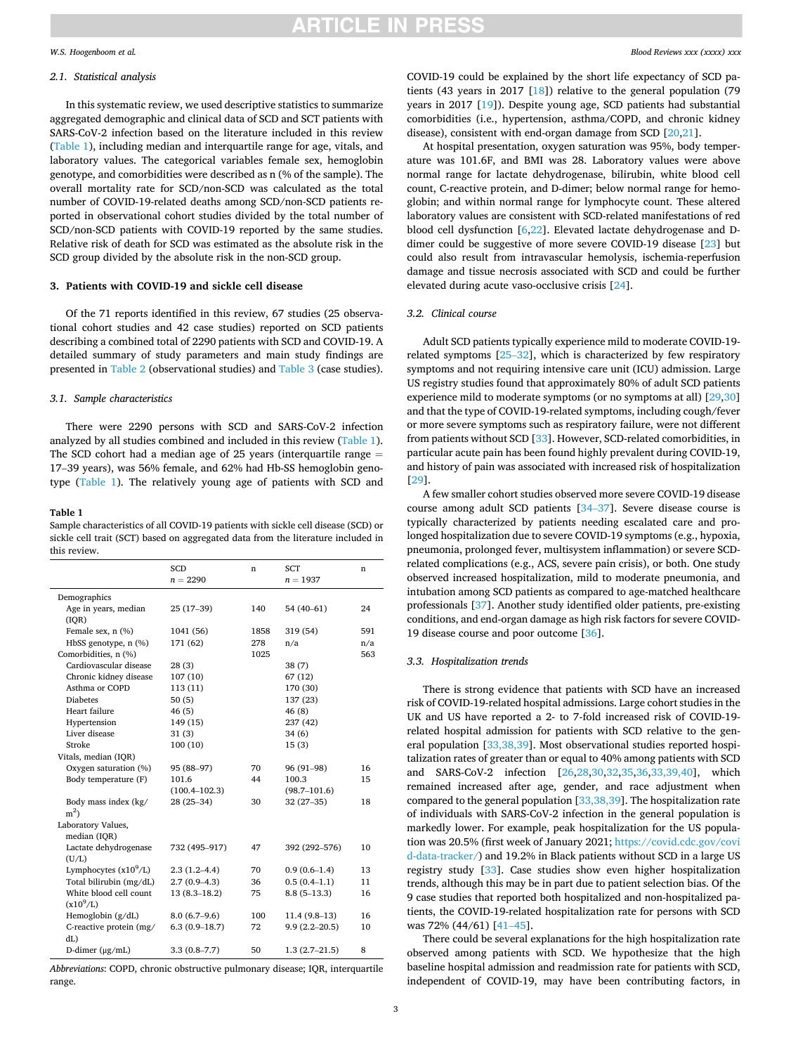### 2.1. Statistical analysis

In this systematic review, we used descriptive statistics to summarize aggregated demographic and clinical data of SCD and SCT patients with SARS-CoV-2 infection based on the literature included in this review (Table 1), including median and interquartile range for age, vitals, and laboratory values. The categorical variables female sex, hemoglobin genotype, and comorbidities were described as n (% of the sample). The overall mortality rate for SCD/non-SCD was calculated as the total number of COVID-19-related deaths among SCD/non-SCD patients reported in observational cohort studies divided by the total number of SCD/non-SCD patients with COVID-19 reported by the same studies. Relative risk of death for SCD was estimated as the absolute risk in the SCD group divided by the absolute risk in the non-SCD group.

## 3. Patients with COVID-19 and sickle cell disease

Of the 71 reports identified in this review, 67 studies (25 observational cohort studies and 42 case studies) reported on SCD patients describing a combined total of 2290 patients with SCD and COVID-19. A detailed summary of study parameters and main study findings are presented in Table 2 (observational studies) and Table 3 (case studies).

### 3.1. Sample characteristics

There were 2290 persons with SCD and SARS-CoV-2 infection analyzed by all studies combined and included in this review (Table 1). The SCD cohort had a median age of 25 years (interquartile range = 17–39 years), was 56% female, and 62% had Hb-SS hemoglobin genotype (Table 1). The relatively young age of patients with SCD and COVID-19 could be explained by the short life expectancy of SCD patients (43 years in 2017 [18]) relative to the general population (79 years in 2017 [19]). Despite young age, SCD patients had substantial comorbidities (i.e., hypertension, asthma/COPD, and chronic kidney disease), consistent with end-organ damage from SCD [20,21].

At hospital presentation, oxygen saturation was 95%, body temperature was 101.6F, and BMI was 28. Laboratory values were above normal range for lactate dehydrogenase, bilirubin, white blood cell count, C-reactive protein, and D-dimer; below normal range for hemoglobin; and within normal range for lymphocyte count. These altered laboratory values are consistent with SCD-related manifestations of red blood cell dysfunction [6,22]. Elevated lactate dehydrogenase and D-dimer could be suggestive of more severe COVID-19 disease [23] but could also result from intravascular hemolysis, ischemia-reperfusion damage and tissue necrosis associated with SCD and could be further elevated during acute vaso-occlusive crisis [24].

**Table 1**
Sample characteristics of all COVID-19 patients with sickle cell disease (SCD) or sickle cell trait (SCT) based on aggregated data from the literature included in this review.

| | SCD $n = 2290$ | n | SCT $n = 1937$ | n |
|---|---|---|---|---|
| Demographics | | | | |
| Age in years, median (IQR) | 25 (17–39) | 140 | 54 (40–61) | 24 |
| Female sex, n (%) | 1041 (56) | 1858 | 319 (54) | 591 |
| HbSS genotype, n (%) | 171 (62) | 278 | n/a | n/a |
| Comorbidities, n (%) | | 1025 | | 563 |
| Cardiovascular disease | 28 (3) | | 38 (7) | |
| Chronic kidney disease | 107 (10) | | 67 (12) | |
| Asthma or COPD | 113 (11) | | 170 (30) | |
| Diabetes | 50 (5) | | 137 (23) | |
| Heart failure | 46 (5) | | 46 (8) | |
| Hypertension | 149 (15) | | 237 (42) | |
| Liver disease | 31 (3) | | 34 (6) | |
| Stroke | 100 (10) | | 15 (3) | |
| Vitals, median (IQR) | | | | |
| Oxygen saturation (%) | 95 (88–97) | 70 | 96 (91–98) | 16 |
| Body temperature (F) | 101.6 (100.4–102.3) | 44 | 100.3 (98.7–101.6) | 15 |
| Body mass index (kg/m$^2$) | 28 (25–34) | 30 | 32 (27–35) | 18 |
| Laboratory Values, median (IQR) | | | | |
| Lactate dehydrogenase (U/L) | 732 (495–917) | 47 | 392 (292–576) | 10 |
| Lymphocytes (x10$^9$/L) | 2.3 (1.2–4.4) | 70 | 0.9 (0.6–1.4) | 13 |
| Total bilirubin (mg/dL) | 2.7 (0.9–4.3) | 36 | 0.5 (0.4–1.1) | 11 |
| White blood cell count (x10$^9$/L) | 13 (8.3–18.2) | 75 | 8.8 (5–13.3) | 16 |
| Hemoglobin (g/dL) | 8.0 (6.7–9.6) | 100 | 11.4 (9.8–13) | 16 |
| C-reactive protein (mg/dL) | 6.3 (0.9–18.7) | 72 | 9.9 (2.2–20.5) | 10 |
| D-dimer (μg/mL) | 3.3 (0.8–7.7) | 50 | 1.3 (2.7–21.5) | 8 |

*Abbreviations*: COPD, chronic obstructive pulmonary disease; IQR, interquartile range.

### 3.2. Clinical course

Adult SCD patients typically experience mild to moderate COVID-19-related symptoms [25–32], which is characterized by few respiratory symptoms and not requiring intensive care unit (ICU) admission. Large US registry studies found that approximately 80% of adult SCD patients experience mild to moderate symptoms (or no symptoms at all) [29,30] and that the type of COVID-19-related symptoms, including cough/fever or more severe symptoms such as respiratory failure, were not different from patients without SCD [33]. However, SCD-related comorbidities, in particular acute pain has been found highly prevalent during COVID-19, and history of pain was associated with increased risk of hospitalization [29].

A few smaller cohort studies observed more severe COVID-19 disease course among adult SCD patients [34–37]. Severe disease course is typically characterized by patients needing escalated care and prolonged hospitalization due to severe COVID-19 symptoms (e.g., hypoxia, pneumonia, prolonged fever, multisystem inflammation) or severe SCD-related complications (e.g., ACS, severe pain crisis), or both. One study observed increased hospitalization, mild to moderate pneumonia, and intubation among SCD patients as compared to age-matched healthcare professionals [37]. Another study identified older patients, pre-existing conditions, and end-organ damage as high risk factors for severe COVID-19 disease course and poor outcome [36].

### 3.3. Hospitalization trends

There is strong evidence that patients with SCD have an increased risk of COVID-19-related hospital admissions. Large cohort studies in the UK and US have reported a 2- to 7-fold increased risk of COVID-19-related hospital admission for patients with SCD relative to the general population [33,38,39]. Most observational studies reported hospitalization rates of greater than or equal to 40% among patients with SCD and SARS-CoV-2 infection [26,28,30,32,35,36,33,39,40], which remained increased after age, gender, and race adjustment when compared to the general population [33,38,39]. The hospitalization rate of individuals with SARS-CoV-2 infection in the general population is markedly lower. For example, peak hospitalization for the US population was 20.5% (first week of January 2021; https://covid.cdc.gov/covid-data-tracker/) and 19.2% in Black patients without SCD in a large US registry study [33]. Case studies show even higher hospitalization trends, although this may be in part due to patient selection bias. Of the 9 case studies that reported both hospitalized and non-hospitalized patients, the COVID-19-related hospitalization rate for persons with SCD was 72% (44/61) [41–45].

There could be several explanations for the high hospitalization rate observed among patients with SCD. We hypothesize that the high baseline hospital admission and readmission rate for patients with SCD, independent of COVID-19, may have been contributing factors, in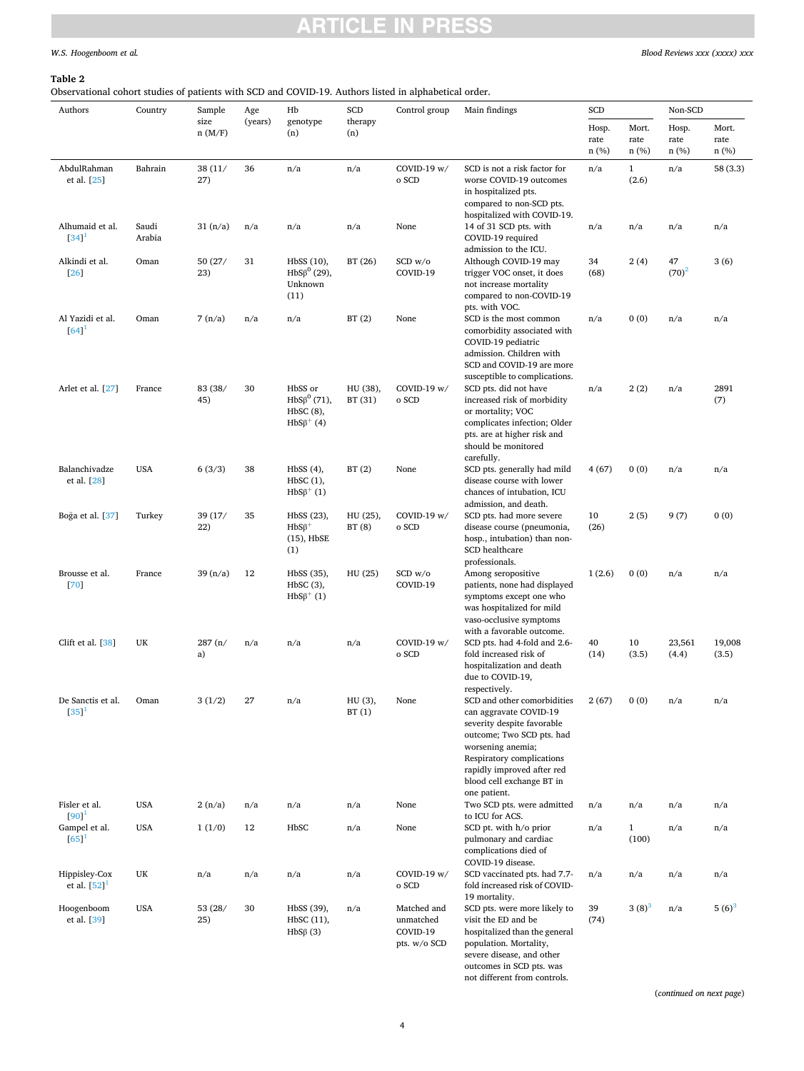**Table 2**
Observational cohort studies of patients with SCD and COVID-19. Authors listed in alphabetical order.

| Authors | Country | Sample size n (M/F) | Age (years) | Hb genotype (n) | SCD therapy (n) | Control group | Main findings | SCD | | Non-SCD | |
|---|---|---|---|---|---|---|---|---|---|---|---|
| | | | | | | | | Hosp. rate n (%) | Mort. rate n (%) | Hosp. rate n (%) | Mort. rate n (%) |
| AbdulRahman et al. [25] | Bahrain | 38 (11/27) | 36 | n/a | n/a | COVID-19 w/o SCD | SCD is not a risk factor for worse COVID-19 outcomes in hospitalized pts. compared to non-SCD pts. hospitalized with COVID-19. | n/a | 1 (2.6) | n/a | 58 (3.3) |
| Alhumaid et al. [34][1] | Saudi Arabia | 31 (n/a) | n/a | n/a | n/a | None | 14 of 31 SCD pts. with COVID-19 required admission to the ICU. | n/a | n/a | n/a | n/a |
| Alkindi et al. [26] | Oman | 50 (27/23) | 31 | HbSS (10), HbSβ$^0$ (29), Unknown (11) | BT (26) | SCD w/o COVID-19 | Although COVID-19 may trigger VOC onset, it does not increase mortality compared to non-COVID-19 pts. with VOC. | 34 (68) | 2 (4) | 47 (70)[2] | 3 (6) |
| Al Yazidi et al. [64][1] | Oman | 7 (n/a) | n/a | n/a | BT (2) | None | SCD is the most common comorbidity associated with COVID-19 pediatric admission. Children with SCD and COVID-19 are more susceptible to complications. | n/a | 0 (0) | n/a | n/a |
| Arlet et al. [27] | France | 83 (38/45) | 30 | HbSS or HbSβ$^0$ (71), HbSC (8), HbSβ$^+$ (4) | HU (38), BT (31) | COVID-19 w/o SCD | SCD pts. did not have increased risk of morbidity or mortality; VOC complicates infection; Older pts. are at higher risk and should be monitored carefully. | n/a | 2 (2) | n/a | 2891 (7) |
| Balanchivadze et al. [28] | USA | 6 (3/3) | 38 | HbSS (4), HbSC (1), HbSβ$^+$ (1) | BT (2) | None | SCD pts. generally had mild disease course with lower chances of intubation, ICU admission, and death. | 4 (67) | 0 (0) | n/a | n/a |
| Boğa et al. [37] | Turkey | 39 (17/22) | 35 | HbSS (23), HbSβ$^+$ (15), HbSE (1) | HU (25), BT (8) | COVID-19 w/o SCD | SCD pts. had more severe disease course (pneumonia, hosp., intubation) than non-SCD healthcare professionals. | 10 (26) | 2 (5) | 9 (7) | 0 (0) |
| Brousse et al. [70] | France | 39 (n/a) | 12 | HbSS (35), HbSC (3), HbSβ$^+$ (1) | HU (25) | SCD w/o COVID-19 | Among seropositive patients, none had displayed symptoms except one who was hospitalized for mild vaso-occlusive symptoms with a favorable outcome. | 1 (2.6) | 0 (0) | n/a | n/a |
| Clift et al. [38] | UK | 287 (n/a) | n/a | n/a | n/a | COVID-19 w/o SCD | SCD pts. had 4-fold and 2.6-fold increased risk of hospitalization and death due to COVID-19, respectively. | 40 (14) | 10 (3.5) | 23,561 (4.4) | 19,008 (3.5) |
| De Sanctis et al. [35][1] | Oman | 3 (1/2) | 27 | n/a | HU (3), BT (1) | None | SCD and other comorbidities can aggravate COVID-19 severity despite favorable outcome; Two SCD pts. had worsening anemia; Respiratory complications rapidly improved after red blood cell exchange BT in one patient. | 2 (67) | 0 (0) | n/a | n/a |
| Fisler et al. [90][1] | USA | 2 (n/a) | n/a | n/a | n/a | None | Two SCD pts. were admitted to ICU for ACS. | n/a | n/a | n/a | n/a |
| Gampel et al. [65][1] | USA | 1 (1/0) | 12 | HbSC | n/a | None | SCD pt. with h/o prior pulmonary and cardiac complications died of COVID-19 disease. | n/a | 1 (100) | n/a | n/a |
| Hippisley-Cox et al. [52][1] | UK | n/a | n/a | n/a | n/a | COVID-19 w/o SCD | SCD vaccinated pts. had 7.7-fold increased risk of COVID-19 mortality. | n/a | n/a | n/a | n/a |
| Hoogenboom et al. [39] | USA | 53 (28/25) | 30 | HbSS (39), HbSC (11), HbSβ (3) | n/a | Matched and unmatched COVID-19 pts. w/o SCD | SCD pts. were more likely to visit the ED and be hospitalized than the general population. Mortality, severe disease, and other outcomes in SCD pts. was not different from controls. | 39 (74) | 3 (8)[3] | n/a | 5 (6)[3] |

(continued on next page)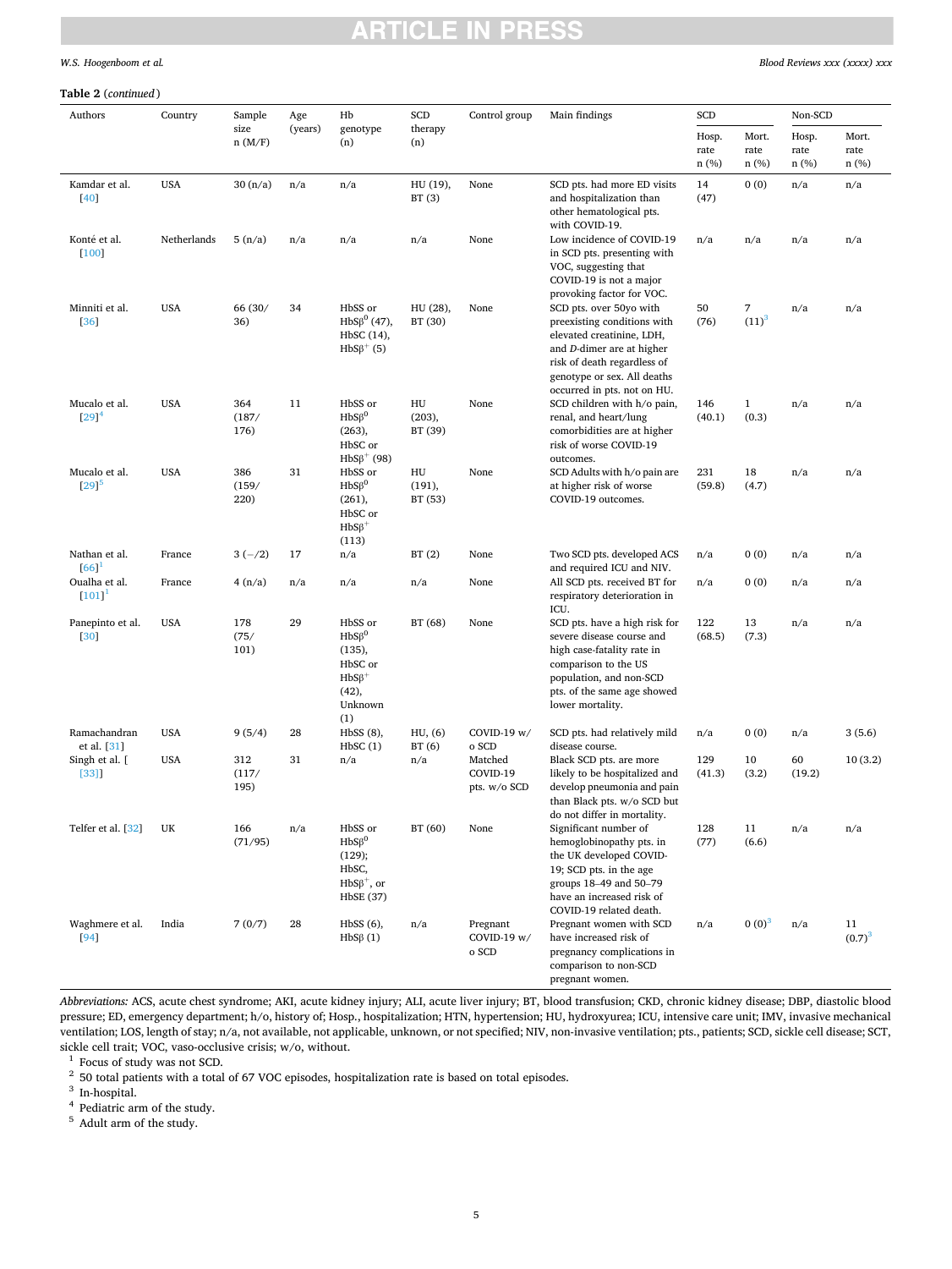**Table 2** (*continued*)

| Authors | Country | Sample size n (M/F) | Age (years) | Hb genotype (n) | SCD therapy (n) | Control group | Main findings | SCD | | Non-SCD | |
|---|---|---|---|---|---|---|---|---|---|---|---|
| | | | | | | | | Hosp. rate n (%) | Mort. rate n (%) | Hosp. rate n (%) | Mort. rate n (%) |
| Kamdar et al. [40] | USA | 30 (n/a) | n/a | n/a | HU (19), BT (3) | None | SCD pts. had more ED visits and hospitalization than other hematological pts. with COVID-19. | 14 (47) | 0 (0) | n/a | n/a |
| Konté et al. [100] | Netherlands | 5 (n/a) | n/a | n/a | n/a | None | Low incidence of COVID-19 in SCD pts. presenting with VOC, suggesting that COVID-19 is not a major provoking factor for VOC. | n/a | n/a | n/a | n/a |
| Minniti et al. [36] | USA | 66 (30/36) | 34 | HbSS or HbS$\beta^0$ (47), HbSC (14), HbS$\beta^+$ (5) | HU (28), BT (30) | None | SCD pts. over 50yo with preexisting conditions with elevated creatinine, LDH, and *D*-dimer are at higher risk of death regardless of genotype or sex. All deaths occurred in pts. not on HU. | 50 (76) | 7 (11)[3] | n/a | n/a |
| Mucalo et al. [29][4] | USA | 364 (187/176) | 11 | HbSS or HbS$\beta^0$ (263), HbSC or HbS$\beta^+$ (98) | HU (203), BT (39) | None | SCD children with h/o pain, renal, and heart/lung comorbidities are at higher risk of worse COVID-19 outcomes. | 146 (40.1) | 1 (0.3) | n/a | n/a |
| Mucalo et al. [29][5] | USA | 386 (159/220) | 31 | HbSS or HbS$\beta^0$ (261), HbSC or HbS$\beta^+$ (113) | HU (191), BT (53) | None | SCD Adults with h/o pain are at higher risk of worse COVID-19 outcomes. | 231 (59.8) | 18 (4.7) | n/a | n/a |
| Nathan et al. [66][1] | France | 3 (−/2) | 17 | n/a | BT (2) | None | Two SCD pts. developed ACS and required ICU and NIV. | n/a | 0 (0) | n/a | n/a |
| Oualha et al. [101][1] | France | 4 (n/a) | n/a | n/a | n/a | None | All SCD pts. received BT for respiratory deterioration in ICU. | n/a | 0 (0) | n/a | n/a |
| Panepinto et al. [30] | USA | 178 (75/101) | 29 | HbSS or HbS$\beta^0$ (135), HbSC or HbS$\beta^+$ (42), Unknown (1) | BT (68) | None | SCD pts. have a high risk for severe disease course and high case-fatality rate in comparison to the US population, and non-SCD pts. of the same age showed lower mortality. | 122 (68.5) | 13 (7.3) | n/a | n/a |
| Ramachandran et al. [31] | USA | 9 (5/4) | 28 | HbSS (8), HbSC (1) | HU, (6) BT (6) | COVID-19 w/o SCD | SCD pts. had relatively mild disease course. | n/a | 0 (0) | n/a | 3 (5.6) |
| Singh et al. [33] | USA | 312 (117/195) | 31 | n/a | n/a | Matched COVID-19 pts. w/o SCD | Black SCD pts. are more likely to be hospitalized and develop pneumonia and pain than Black pts. w/o SCD but do not differ in mortality. | 129 (41.3) | 10 (3.2) | 60 (19.2) | 10 (3.2) |
| Telfer et al. [32] | UK | 166 (71/95) | n/a | HbSS or HbS$\beta^0$ (129); HbSC, HbS$\beta^+$, or HbSE (37) | BT (60) | None | Significant number of hemoglobinopathy pts. in the UK developed COVID-19; SCD pts. in the age groups 18–49 and 50–79 have an increased risk of COVID-19 related death. | 128 (77) | 11 (6.6) | n/a | n/a |
| Waghmere et al. [94] | India | 7 (0/7) | 28 | HbSS (6), HbS$\beta$ (1) | n/a | Pregnant COVID-19 w/o SCD | Pregnant women with SCD have increased risk of pregnancy complications in comparison to non-SCD pregnant women. | n/a | 0 (0)[3] | n/a | 11 (0.7)[3] |

*Abbreviations:* ACS, acute chest syndrome; AKI, acute kidney injury; ALI, acute liver injury; BT, blood transfusion; CKD, chronic kidney disease; DBP, diastolic blood pressure; ED, emergency department; h/o, history of; Hosp., hospitalization; HTN, hypertension; HU, hydroxyurea; ICU, intensive care unit; IMV, invasive mechanical ventilation; LOS, length of stay; n/a, not available, not applicable, unknown, or not specified; NIV, non-invasive ventilation; pts., patients; SCD, sickle cell disease; SCT, sickle cell trait; VOC, vaso-occlusive crisis; w/o, without.

[1] Focus of study was not SCD.
[2] 50 total patients with a total of 67 VOC episodes, hospitalization rate is based on total episodes.
[3] In-hospital.
[4] Pediatric arm of the study.
[5] Adult arm of the study.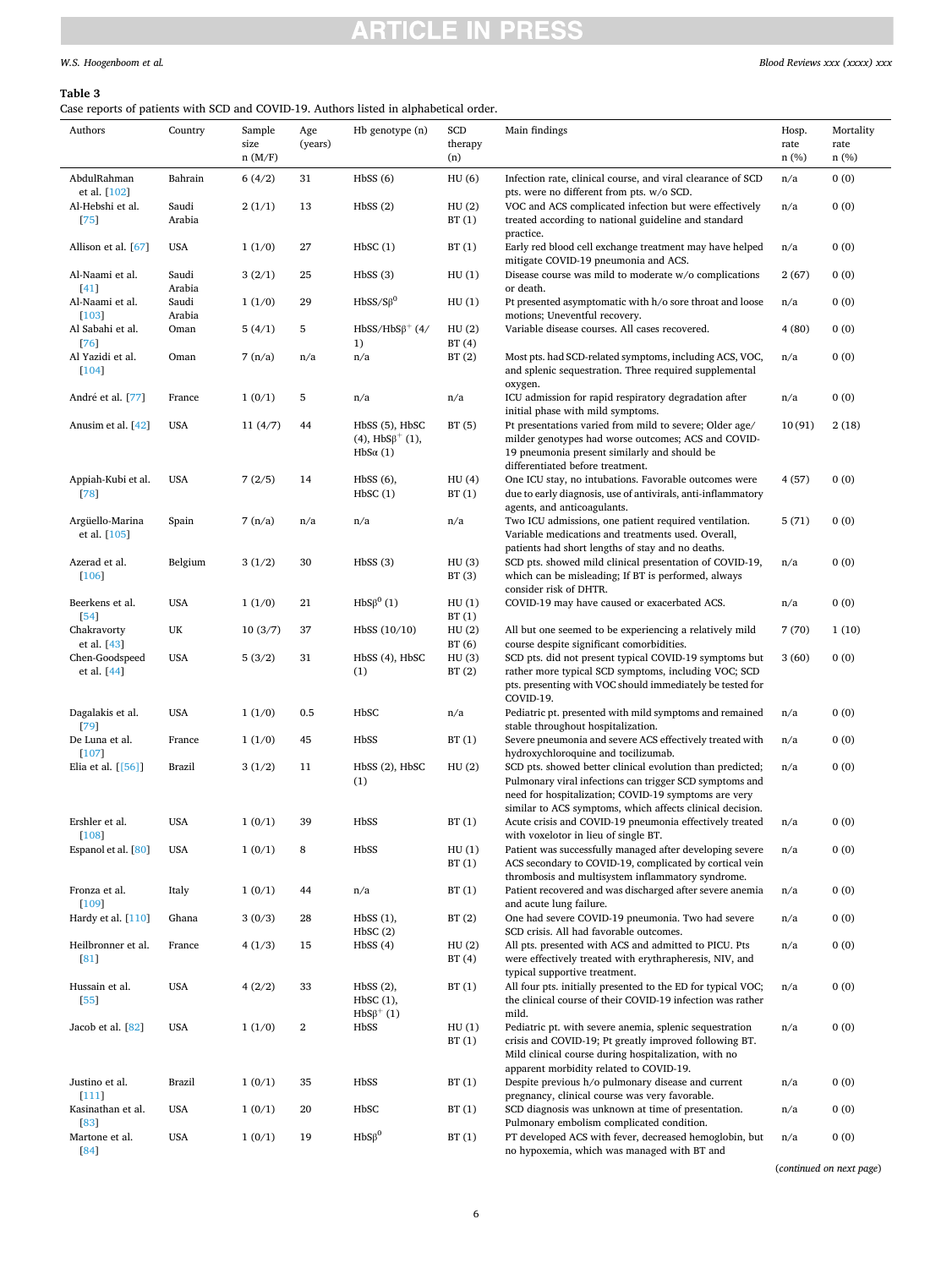**Table 3**
Case reports of patients with SCD and COVID-19. Authors listed in alphabetical order.

| Authors | Country | Sample size n (M/F) | Age (years) | Hb genotype (n) | SCD therapy (n) | Main findings | Hosp. rate n (%) | Mortality rate n (%) |
|---|---|---|---|---|---|---|---|---|
| AbdulRahman et al. [102] | Bahrain | 6 (4/2) | 31 | HbSS (6) | HU (6) | Infection rate, clinical course, and viral clearance of SCD pts. were no different from pts. w/o SCD. | n/a | 0 (0) |
| Al-Hebshi et al. [75] | Saudi Arabia | 2 (1/1) | 13 | HbSS (2) | HU (2) BT (1) | VOC and ACS complicated infection but were effectively treated according to national guideline and standard practice. | n/a | 0 (0) |
| Allison et al. [67] | USA | 1 (1/0) | 27 | HbSC (1) | BT (1) | Early red blood cell exchange treatment may have helped mitigate COVID-19 pneumonia and ACS. | n/a | 0 (0) |
| Al-Naami et al. [41] | Saudi Arabia | 3 (2/1) | 25 | HbSS (3) | HU (1) | Disease course was mild to moderate w/o complications or death. | 2 (67) | 0 (0) |
| Al-Naami et al. [103] | Saudi Arabia | 1 (1/0) | 29 | HbSS/S$\beta^0$ | HU (1) | Pt presented asymptomatic with h/o sore throat and loose motions; Uneventful recovery. | n/a | 0 (0) |
| Al Sabahi et al. [76] | Oman | 5 (4/1) | 5 | HbSS/HbS$\beta^+$ (4/1) | HU (2) BT (4) | Variable disease courses. All cases recovered. | 4 (80) | 0 (0) |
| Al Yazidi et al. [104] | Oman | 7 (n/a) | n/a | n/a | BT (2) | Most pts. had SCD-related symptoms, including ACS, VOC, and splenic sequestration. Three required supplemental oxygen. | n/a | 0 (0) |
| André et al. [77] | France | 1 (0/1) | 5 | n/a | n/a | ICU admission for rapid respiratory degradation after initial phase with mild symptoms. | n/a | 0 (0) |
| Anusim et al. [42] | USA | 11 (4/7) | 44 | HbSS (5), HbSC (4), HbS$\beta^+$ (1), HbS$\alpha$ (1) | BT (5) | Pt presentations varied from mild to severe; Older age/milder genotypes had worse outcomes; ACS and COVID-19 pneumonia present similarly and should be differentiated before treatment. | 10 (91) | 2 (18) |
| Appiah-Kubi et al. [78] | USA | 7 (2/5) | 14 | HbSS (6), HbSC (1) | HU (4) BT (1) | One ICU stay, no intubations. Favorable outcomes were due to early diagnosis, use of antivirals, anti-inflammatory agents, and anticoagulants. | 4 (57) | 0 (0) |
| Argüello-Marina et al. [105] | Spain | 7 (n/a) | n/a | n/a | n/a | Two ICU admissions, one patient required ventilation. Variable medications and treatments used. Overall, patients had short lengths of stay and no deaths. | 5 (71) | 0 (0) |
| Azerad et al. [106] | Belgium | 3 (1/2) | 30 | HbSS (3) | HU (3) BT (3) | SCD pts. showed mild clinical presentation of COVID-19, which can be misleading; If BT is performed, always consider risk of DHTR. | n/a | 0 (0) |
| Beerkens et al. [54] | USA | 1 (1/0) | 21 | HbS$\beta^0$ (1) | HU (1) BT (1) | COVID-19 may have caused or exacerbated ACS. | n/a | 0 (0) |
| Chakravorty et al. [43] | UK | 10 (3/7) | 37 | HbSS (10/10) | HU (2) BT (6) | All but one seemed to be experiencing a relatively mild course despite significant comorbidities. | 7 (70) | 1 (10) |
| Chen-Goodspeed et al. [44] | USA | 5 (3/2) | 31 | HbSS (4), HbSC (1) | HU (3) BT (2) | SCD pts. did not present typical COVID-19 symptoms but rather more typical SCD symptoms, including VOC; SCD pts. presenting with VOC should immediately be tested for COVID-19. | 3 (60) | 0 (0) |
| Dagalakis et al. [79] | USA | 1 (1/0) | 0.5 | HbSC | n/a | Pediatric pt. presented with mild symptoms and remained stable throughout hospitalization. | n/a | 0 (0) |
| De Luna et al. [107] | France | 1 (1/0) | 45 | HbSS | BT (1) | Severe pneumonia and severe ACS effectively treated with hydroxychloroquine and tocilizumab. | n/a | 0 (0) |
| Elia et al. [[56]] | Brazil | 3 (1/2) | 11 | HbSS (2), HbSC (1) | HU (2) | SCD pts. showed better clinical evolution than predicted; Pulmonary viral infections can trigger SCD symptoms and need for hospitalization; COVID-19 symptoms are very similar to ACS symptoms, which affects clinical decision. | n/a | 0 (0) |
| Ershler et al. [108] | USA | 1 (0/1) | 39 | HbSS | BT (1) | Acute crisis and COVID-19 pneumonia effectively treated with voxelotor in lieu of single BT. | n/a | 0 (0) |
| Espanol et al. [80] | USA | 1 (0/1) | 8 | HbSS | HU (1) BT (1) | Patient was successfully managed after developing severe ACS secondary to COVID-19, complicated by cortical vein thrombosis and multisystem inflammatory syndrome. | n/a | 0 (0) |
| Fronza et al. [109] | Italy | 1 (0/1) | 44 | n/a | BT (1) | Patient recovered and was discharged after severe anemia and acute lung failure. | n/a | 0 (0) |
| Hardy et al. [110] | Ghana | 3 (0/3) | 28 | HbSS (1), HbSC (2) | BT (2) | One had severe COVID-19 pneumonia. Two had severe SCD crisis. All had favorable outcomes. | n/a | 0 (0) |
| Heilbronner et al. [81] | France | 4 (1/3) | 15 | HbSS (4) | HU (2) BT (4) | All pts. presented with ACS and admitted to PICU. Pts were effectively treated with erythrapheresis, NIV, and typical supportive treatment. | n/a | 0 (0) |
| Hussain et al. [55] | USA | 4 (2/2) | 33 | HbSS (2), HbSC (1), HbS$\beta^+$ (1) | BT (1) | All four pts. initially presented to the ED for typical VOC; the clinical course of their COVID-19 infection was rather mild. | n/a | 0 (0) |
| Jacob et al. [82] | USA | 1 (1/0) | 2 | HbSS | HU (1) BT (1) | Pediatric pt. with severe anemia, splenic sequestration crisis and COVID-19; Pt greatly improved following BT. Mild clinical course during hospitalization, with no apparent morbidity related to COVID-19. | n/a | 0 (0) |
| Justino et al. [111] | Brazil | 1 (0/1) | 35 | HbSS | BT (1) | Despite previous h/o pulmonary disease and current pregnancy, clinical course was very favorable. | n/a | 0 (0) |
| Kasinathan et al. [83] | USA | 1 (0/1) | 20 | HbSC | BT (1) | SCD diagnosis was unknown at time of presentation. Pulmonary embolism complicated condition. | n/a | 0 (0) |
| Martone et al. [84] | USA | 1 (0/1) | 19 | HbS$\beta^0$ | BT (1) | PT developed ACS with fever, decreased hemoglobin, but no hypoxemia, which was managed with BT and | n/a | 0 (0) |

(*continued on next page*)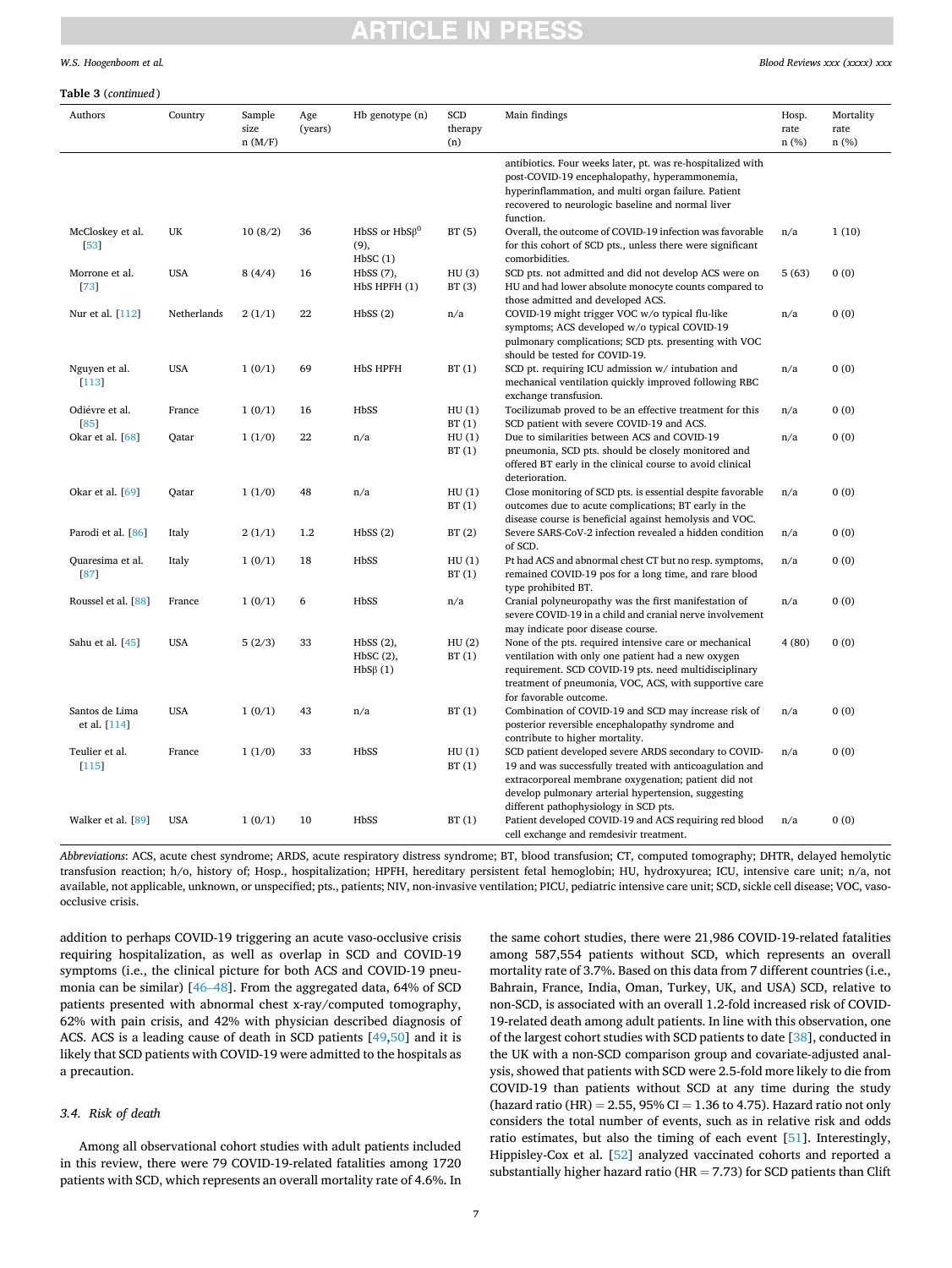**Table 3** (*continued*)

| Authors | Country | Sample size n (M/F) | Age (years) | Hb genotype (n) | SCD therapy (n) | Main findings | Hosp. rate n (%) | Mortality rate n (%) |
|---|---|---|---|---|---|---|---|---|
| | | | | | | antibiotics. Four weeks later, pt. was re-hospitalized with post-COVID-19 encephalopathy, hyperammonemia, hyperinflammation, and multi organ failure. Patient recovered to neurologic baseline and normal liver function. | | |
| McCloskey et al. [53] | UK | 10 (8/2) | 36 | HbSS or HbSβ$^0$ (9), HbSC (1) | BT (5) | Overall, the outcome of COVID-19 infection was favorable for this cohort of SCD pts., unless there were significant comorbidities. | n/a | 1 (10) |
| Morrone et al. [73] | USA | 8 (4/4) | 16 | HbSS (7), HbS HPFH (1) | HU (3) BT (3) | SCD pts. not admitted and did not develop ACS were on HU and had lower absolute monocyte counts compared to those admitted and developed ACS. | 5 (63) | 0 (0) |
| Nur et al. [112] | Netherlands | 2 (1/1) | 22 | HbSS (2) | n/a | COVID-19 might trigger VOC w/o typical flu-like symptoms; ACS developed w/o typical COVID-19 pulmonary complications; SCD pts. presenting with VOC should be tested for COVID-19. | n/a | 0 (0) |
| Nguyen et al. [113] | USA | 1 (0/1) | 69 | HbS HPFH | BT (1) | SCD pt. requiring ICU admission w/ intubation and mechanical ventilation quickly improved following RBC exchange transfusion. | n/a | 0 (0) |
| Odiévre et al. [85] | France | 1 (0/1) | 16 | HbSS | HU (1) BT (1) | Tocilizumab proved to be an effective treatment for this SCD patient with severe COVID-19 and ACS. | n/a | 0 (0) |
| Okar et al. [68] | Qatar | 1 (1/0) | 22 | n/a | HU (1) BT (1) | Due to similarities between ACS and COVID-19 pneumonia, SCD pts. should be closely monitored and offered BT early in the clinical course to avoid clinical deterioration. | n/a | 0 (0) |
| Okar et al. [69] | Qatar | 1 (1/0) | 48 | n/a | HU (1) BT (1) | Close monitoring of SCD pts. is essential despite favorable outcomes due to acute complications; BT early in the disease course is beneficial against hemolysis and VOC. | n/a | 0 (0) |
| Parodi et al. [86] | Italy | 2 (1/1) | 1.2 | HbSS (2) | BT (2) | Severe SARS-CoV-2 infection revealed a hidden condition of SCD. | n/a | 0 (0) |
| Quaresima et al. [87] | Italy | 1 (0/1) | 18 | HbSS | HU (1) BT (1) | Pt had ACS and abnormal chest CT but no resp. symptoms, remained COVID-19 pos for a long time, and rare blood type prohibited BT. | n/a | 0 (0) |
| Roussel et al. [88] | France | 1 (0/1) | 6 | HbSS | n/a | Cranial polyneuropathy was the first manifestation of severe COVID-19 in a child and cranial nerve involvement may indicate poor disease course. | n/a | 0 (0) |
| Sahu et al. [45] | USA | 5 (2/3) | 33 | HbSS (2), HbSC (2), HbSβ (1) | HU (2) BT (1) | None of the pts. required intensive care or mechanical ventilation with only one patient had a new oxygen requirement. SCD COVID-19 pts. need multidisciplinary treatment of pneumonia, VOC, ACS, with supportive care for favorable outcome. | 4 (80) | 0 (0) |
| Santos de Lima et al. [114] | USA | 1 (0/1) | 43 | n/a | BT (1) | Combination of COVID-19 and SCD may increase risk of posterior reversible encephalopathy syndrome and contribute to higher mortality. | n/a | 0 (0) |
| Teulier et al. [115] | France | 1 (1/0) | 33 | HbSS | HU (1) BT (1) | SCD patient developed severe ARDS secondary to COVID-19 and was successfully treated with anticoagulation and extracorporeal membrane oxygenation; patient did not develop pulmonary arterial hypertension, suggesting different pathophysiology in SCD pts. | n/a | 0 (0) |
| Walker et al. [89] | USA | 1 (0/1) | 10 | HbSS | BT (1) | Patient developed COVID-19 and ACS requiring red blood cell exchange and remdesivir treatment. | n/a | 0 (0) |

*Abbreviations*: ACS, acute chest syndrome; ARDS, acute respiratory distress syndrome; BT, blood transfusion; CT, computed tomography; DHTR, delayed hemolytic transfusion reaction; h/o, history of; Hosp., hospitalization; HPFH, hereditary persistent fetal hemoglobin; HU, hydroxyurea; ICU, intensive care unit; n/a, not available, not applicable, unknown, or unspecified; pts., patients; NIV, non-invasive ventilation; PICU, pediatric intensive care unit; SCD, sickle cell disease; VOC, vaso-occlusive crisis.

addition to perhaps COVID-19 triggering an acute vaso-occlusive crisis requiring hospitalization, as well as overlap in SCD and COVID-19 symptoms (i.e., the clinical picture for both ACS and COVID-19 pneumonia can be similar) [46–48]. From the aggregated data, 64% of SCD patients presented with abnormal chest x-ray/computed tomography, 62% with pain crisis, and 42% with physician described diagnosis of ACS. ACS is a leading cause of death in SCD patients [49,50] and it is likely that SCD patients with COVID-19 were admitted to the hospitals as a precaution.

### 3.4. Risk of death

Among all observational cohort studies with adult patients included in this review, there were 79 COVID-19-related fatalities among 1720 patients with SCD, which represents an overall mortality rate of 4.6%. In the same cohort studies, there were 21,986 COVID-19-related fatalities among 587,554 patients without SCD, which represents an overall mortality rate of 3.7%. Based on this data from 7 different countries (i.e., Bahrain, France, India, Oman, Turkey, UK, and USA) SCD, relative to non-SCD, is associated with an overall 1.2-fold increased risk of COVID-19-related death among adult patients. In line with this observation, one of the largest cohort studies with SCD patients to date [38], conducted in the UK with a non-SCD comparison group and covariate-adjusted analysis, showed that patients with SCD were 2.5-fold more likely to die from COVID-19 than patients without SCD at any time during the study (hazard ratio (HR) = 2.55, 95% CI = 1.36 to 4.75). Hazard ratio not only considers the total number of events, such as in relative risk and odds ratio estimates, but also the timing of each event [51]. Interestingly, Hippisley-Cox et al. [52] analyzed vaccinated cohorts and reported a substantially higher hazard ratio (HR = 7.73) for SCD patients than Clift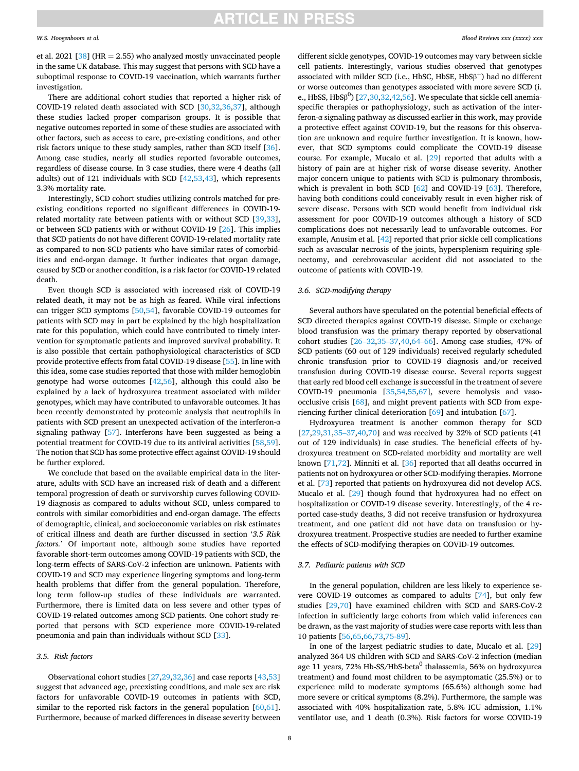et al. 2021 [38] (HR = 2.55) who analyzed mostly unvaccinated people in the same UK database. This may suggest that persons with SCD have a suboptimal response to COVID-19 vaccination, which warrants further investigation.

There are additional cohort studies that reported a higher risk of COVID-19 related death associated with SCD [30,32,36,37], although these studies lacked proper comparison groups. It is possible that negative outcomes reported in some of these studies are associated with other factors, such as access to care, pre-existing conditions, and other risk factors unique to these study samples, rather than SCD itself [36]. Among case studies, nearly all studies reported favorable outcomes, regardless of disease course. In 3 case studies, there were 4 deaths (all adults) out of 121 individuals with SCD [42,53,43], which represents 3.3% mortality rate.

Interestingly, SCD cohort studies utilizing controls matched for preexisting conditions reported no significant differences in COVID-19-related mortality rate between patients with or without SCD [39,33], or between SCD patients with or without COVID-19 [26]. This implies that SCD patients do not have different COVID-19-related mortality rate as compared to non-SCD patients who have similar rates of comorbidities and end-organ damage. It further indicates that organ damage, caused by SCD or another condition, is a risk factor for COVID-19 related death.

Even though SCD is associated with increased risk of COVID-19 related death, it may not be as high as feared. While viral infections can trigger SCD symptoms [50,54], favorable COVID-19 outcomes for patients with SCD may in part be explained by the high hospitalization rate for this population, which could have contributed to timely intervention for symptomatic patients and improved survival probability. It is also possible that certain pathophysiological characteristics of SCD provide protective effects from fatal COVID-19 disease [55]. In line with this idea, some case studies reported that those with milder hemoglobin genotype had worse outcomes [42,56], although this could also be explained by a lack of hydroxyurea treatment associated with milder genotypes, which may have contributed to unfavorable outcomes. It has been recently demonstrated by proteomic analysis that neutrophils in patients with SCD present an unexpected activation of the interferon-α signaling pathway [57]. Interferons have been suggested as being a potential treatment for COVID-19 due to its antiviral activities [58,59]. The notion that SCD has some protective effect against COVID-19 should be further explored.

We conclude that based on the available empirical data in the literature, adults with SCD have an increased risk of death and a different temporal progression of death or survivorship curves following COVID-19 diagnosis as compared to adults without SCD, unless compared to controls with similar comorbidities and end-organ damage. The effects of demographic, clinical, and socioeconomic variables on risk estimates of critical illness and death are further discussed in section '*3.5 Risk factors*.' Of important note, although some studies have reported favorable short-term outcomes among COVID-19 patients with SCD, the long-term effects of SARS-CoV-2 infection are unknown. Patients with COVID-19 and SCD may experience lingering symptoms and long-term health problems that differ from the general population. Therefore, long term follow-up studies of these individuals are warranted. Furthermore, there is limited data on less severe and other types of COVID-19-related outcomes among SCD patients. One cohort study reported that persons with SCD experience more COVID-19-related pneumonia and pain than individuals without SCD [33].

### 3.5. Risk factors

Observational cohort studies [27,29,32,36] and case reports [43,53] suggest that advanced age, preexisting conditions, and male sex are risk factors for unfavorable COVID-19 outcomes in patients with SCD, similar to the reported risk factors in the general population [60,61]. Furthermore, because of marked differences in disease severity between different sickle genotypes, COVID-19 outcomes may vary between sickle cell patients. Interestingly, various studies observed that genotypes associated with milder SCD (i.e., HbSC, HbSE, HbSβ$^{+}$) had no different or worse outcomes than genotypes associated with more severe SCD (i.e., HbSS, HbSβ$^{0}$) [27,30,32,42,56]. We speculate that sickle cell anemia-specific therapies or pathophysiology, such as activation of the interferon-α signaling pathway as discussed earlier in this work, may provide a protective effect against COVID-19, but the reasons for this observation are unknown and require further investigation. It is known, however, that SCD symptoms could complicate the COVID-19 disease course. For example, Mucalo et al. [29] reported that adults with a history of pain are at higher risk of worse disease severity. Another major concern unique to patients with SCD is pulmonary thrombosis, which is prevalent in both SCD [62] and COVID-19 [63]. Therefore, having both conditions could conceivably result in even higher risk of severe disease. Persons with SCD would benefit from individual risk assessment for poor COVID-19 outcomes although a history of SCD complications does not necessarily lead to unfavorable outcomes. For example, Anusim et al. [42] reported that prior sickle cell complications such as avascular necrosis of the joints, hypersplenism requiring splenectomy, and cerebrovascular accident did not associated to the outcome of patients with COVID-19.

### 3.6. SCD-modifying therapy

Several authors have speculated on the potential beneficial effects of SCD directed therapies against COVID-19 disease. Simple or exchange blood transfusion was the primary therapy reported by observational cohort studies [26–32,35–37,40,64–66]. Among case studies, 47% of SCD patients (60 out of 129 individuals) received regularly scheduled chronic transfusion prior to COVID-19 diagnosis and/or received transfusion during COVID-19 disease course. Several reports suggest that early red blood cell exchange is successful in the treatment of severe COVID-19 pneumonia [35,54,55,67], severe hemolysis and vaso-occlusive crisis [68], and might prevent patients with SCD from experiencing further clinical deterioration [69] and intubation [67].

Hydroxyurea treatment is another common therapy for SCD [27,29,31,35–37,40,70] and was received by 32% of SCD patients (41 out of 129 individuals) in case studies. The beneficial effects of hydroxyurea treatment on SCD-related morbidity and mortality are well known [71,72]. Minniti et al. [36] reported that all deaths occurred in patients not on hydroxyurea or other SCD-modifying therapies. Morrone et al. [73] reported that patients on hydroxyurea did not develop ACS. Mucalo et al. [29] though found that hydroxyurea had no effect on hospitalization or COVID-19 disease severity. Interestingly, of the 4 reported case-study deaths, 3 did not receive transfusion or hydroxyurea treatment, and one patient did not have data on transfusion or hydroxyurea treatment. Prospective studies are needed to further examine the effects of SCD-modifying therapies on COVID-19 outcomes.

### 3.7. Pediatric patients with SCD

In the general population, children are less likely to experience severe COVID-19 outcomes as compared to adults [74], but only few studies [29,70] have examined children with SCD and SARS-CoV-2 infection in sufficiently large cohorts from which valid inferences can be drawn, as the vast majority of studies were case reports with less than 10 patients [56,65,66,73,75-89].

In one of the largest pediatric studies to date, Mucalo et al. [29] analyzed 364 US children with SCD and SARS-CoV-2 infection (median age 11 years, 72% Hb-SS/HbS-beta$^{0}$ thalassemia, 56% on hydroxyurea treatment) and found most children to be asymptomatic (25.5%) or to experience mild to moderate symptoms (65.6%) although some had more severe or critical symptoms (8.2%). Furthermore, the sample was associated with 40% hospitalization rate, 5.8% ICU admission, 1.1% ventilator use, and 1 death (0.3%). Risk factors for worse COVID-19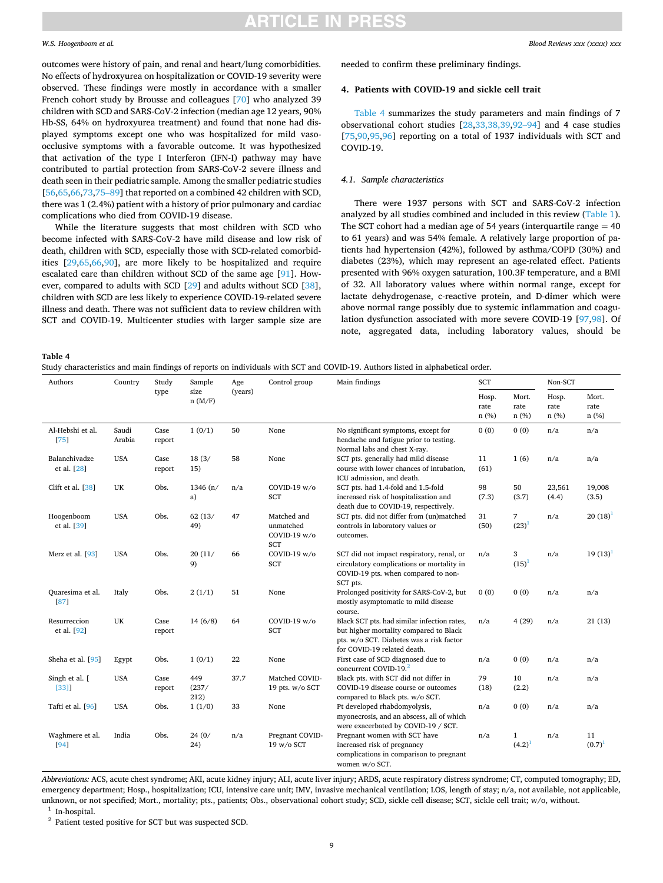outcomes were history of pain, and renal and heart/lung comorbidities. No effects of hydroxyurea on hospitalization or COVID-19 severity were observed. These findings were mostly in accordance with a smaller French cohort study by Brousse and colleagues [70] who analyzed 39 children with SCD and SARS-CoV-2 infection (median age 12 years, 90% Hb-SS, 64% on hydroxyurea treatment) and found that none had displayed symptoms except one who was hospitalized for mild vaso-occlusive symptoms with a favorable outcome. It was hypothesized that activation of the type I Interferon (IFN-I) pathway may have contributed to partial protection from SARS-CoV-2 severe illness and death seen in their pediatric sample. Among the smaller pediatric studies [56,65,66,73,75–89] that reported on a combined 42 children with SCD, there was 1 (2.4%) patient with a history of prior pulmonary and cardiac complications who died from COVID-19 disease.

While the literature suggests that most children with SCD who become infected with SARS-CoV-2 have mild disease and low risk of death, children with SCD, especially those with SCD-related comorbidities [29,65,66,90], are more likely to be hospitalized and require escalated care than children without SCD of the same age [91]. However, compared to adults with SCD [29] and adults without SCD [38], children with SCD are less likely to experience COVID-19-related severe illness and death. There was not sufficient data to review children with SCT and COVID-19. Multicenter studies with larger sample size are needed to confirm these preliminary findings.

## 4. Patients with COVID-19 and sickle cell trait

Table 4 summarizes the study parameters and main findings of 7 observational cohort studies [28,33,38,39,92–94] and 4 case studies [75,90,95,96] reporting on a total of 1937 individuals with SCT and COVID-19.

### 4.1. Sample characteristics

There were 1937 persons with SCT and SARS-CoV-2 infection analyzed by all studies combined and included in this review (Table 1). The SCT cohort had a median age of 54 years (interquartile range = 40 to 61 years) and was 54% female. A relatively large proportion of patients had hypertension (42%), followed by asthma/COPD (30%) and diabetes (23%), which may represent an age-related effect. Patients presented with 96% oxygen saturation, 100.3F temperature, and a BMI of 32. All laboratory values where within normal range, except for lactate dehydrogenase, c-reactive protein, and D-dimer which were above normal range possibly due to systemic inflammation and coagulation dysfunction associated with more severe COVID-19 [97,98]. Of note, aggregated data, including laboratory values, should be

**Table 4**
Study characteristics and main findings of reports on individuals with SCT and COVID-19. Authors listed in alphabetical order.

| Authors | Country | Study type | Sample size n (M/F) | Age (years) | Control group | Main findings | SCT | | Non-SCT | |
|---|---|---|---|---|---|---|---|---|---|---|
| | | | | | | | Hosp. rate n (%) | Mort. rate n (%) | Hosp. rate n (%) | Mort. rate n (%) |
| Al-Hebshi et al. [75] | Saudi Arabia | Case report | 1 (0/1) | 50 | None | No significant symptoms, except for headache and fatigue prior to testing. Normal labs and chest X-ray. | 0 (0) | 0 (0) | n/a | n/a |
| Balanchivadze et al. [28] | USA | Case report | 18 (3/15) | 58 | None | SCT pts. generally had mild disease course with lower chances of intubation, ICU admission, and death. | 11 (61) | 1 (6) | n/a | n/a |
| Clift et al. [38] | UK | Obs. | 1346 (n/a) | n/a | COVID-19 w/o SCT | SCT pts. had 1.4-fold and 1.5-fold increased risk of hospitalization and death due to COVID-19, respectively. | 98 (7.3) | 50 (3.7) | 23,561 (4.4) | 19,008 (3.5) |
| Hoogenboom et al. [39] | USA | Obs. | 62 (13/49) | 47 | Matched and unmatched COVID-19 w/o SCT | SCT pts. did not differ from (un)matched controls in laboratory values or outcomes. | 31 (50) | 7 (23)[1] | n/a | 20 (18)[1] |
| Merz et al. [93] | USA | Obs. | 20 (11/9) | 66 | COVID-19 w/o SCT | SCT did not impact respiratory, renal, or circulatory complications or mortality in COVID-19 pts. when compared to non-SCT pts. | n/a | 3 (15)[1] | n/a | 19 (13)[1] |
| Quaresima et al. [87] | Italy | Obs. | 2 (1/1) | 51 | None | Prolonged positivity for SARS-CoV-2, but mostly asymptomatic to mild disease course. | 0 (0) | 0 (0) | n/a | n/a |
| Resurreccion et al. [92] | UK | Case report | 14 (6/8) | 64 | COVID-19 w/o SCT | Black SCT pts. had similar infection rates, but higher mortality compared to Black pts. w/o SCT. Diabetes was a risk factor for COVID-19 related death. | n/a | 4 (29) | n/a | 21 (13) |
| Sheha et al. [95] | Egypt | Obs. | 1 (0/1) | 22 | None | First case of SCD diagnosed due to concurrent COVID-19.[2] | n/a | 0 (0) | n/a | n/a |
| Singh et al. [[33]] | USA | Case report | 449 (237/212) | 37.7 | Matched COVID-19 pts. w/o SCT | Black pts. with SCT did not differ in COVID-19 disease course or outcomes compared to Black pts. w/o SCT. | 79 (18) | 10 (2.2) | n/a | n/a |
| Tafti et al. [96] | USA | Obs. | 1 (1/0) | 33 | None | Pt developed rhabdomyolysis, myonecrosis, and an abscess, all of which were exacerbated by COVID-19 / SCT. | n/a | 0 (0) | n/a | n/a |
| Waghmere et al. [94] | India | Obs. | 24 (0/24) | n/a | Pregnant COVID-19 w/o SCT | Pregnant women with SCT have increased risk of pregnancy complications in comparison to pregnant women w/o SCT. | n/a | 1 (4.2)[1] | n/a | 11 (0.7)[1] |

*Abbreviations:* ACS, acute chest syndrome; AKI, acute kidney injury; ALI, acute liver injury; ARDS, acute respiratory distress syndrome; CT, computed tomography; ED, emergency department; Hosp., hospitalization; ICU, intensive care unit; IMV, invasive mechanical ventilation; LOS, length of stay; n/a, not available, not applicable, unknown, or not specified; Mort., mortality; pts., patients; Obs., observational cohort study; SCD, sickle cell disease; SCT, sickle cell trait; w/o, without.

[1] In-hospital.

[2] Patient tested positive for SCT but was suspected SCD.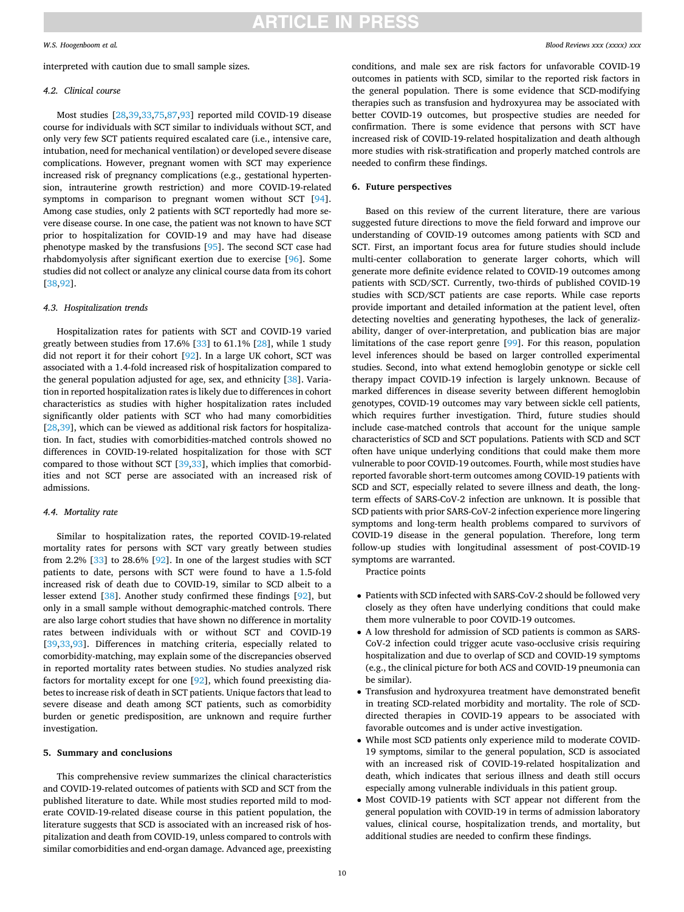interpreted with caution due to small sample sizes.

### 4.2. Clinical course

Most studies [28,39,33,75,87,93] reported mild COVID-19 disease course for individuals with SCT similar to individuals without SCT, and only very few SCT patients required escalated care (i.e., intensive care, intubation, need for mechanical ventilation) or developed severe disease complications. However, pregnant women with SCT may experience increased risk of pregnancy complications (e.g., gestational hypertension, intrauterine growth restriction) and more COVID-19-related symptoms in comparison to pregnant women without SCT [94]. Among case studies, only 2 patients with SCT reportedly had more severe disease course. In one case, the patient was not known to have SCT prior to hospitalization for COVID-19 and may have had disease phenotype masked by the transfusions [95]. The second SCT case had rhabdomyolysis after significant exertion due to exercise [96]. Some studies did not collect or analyze any clinical course data from its cohort [38,92].

### 4.3. Hospitalization trends

Hospitalization rates for patients with SCT and COVID-19 varied greatly between studies from 17.6% [33] to 61.1% [28], while 1 study did not report it for their cohort [92]. In a large UK cohort, SCT was associated with a 1.4-fold increased risk of hospitalization compared to the general population adjusted for age, sex, and ethnicity [38]. Variation in reported hospitalization rates is likely due to differences in cohort characteristics as studies with higher hospitalization rates included significantly older patients with SCT who had many comorbidities [28,39], which can be viewed as additional risk factors for hospitalization. In fact, studies with comorbidities-matched controls showed no differences in COVID-19-related hospitalization for those with SCT compared to those without SCT [39,33], which implies that comorbidities and not SCT perse are associated with an increased risk of admissions.

### 4.4. Mortality rate

Similar to hospitalization rates, the reported COVID-19-related mortality rates for persons with SCT vary greatly between studies from 2.2% [33] to 28.6% [92]. In one of the largest studies with SCT patients to date, persons with SCT were found to have a 1.5-fold increased risk of death due to COVID-19, similar to SCD albeit to a lesser extend [38]. Another study confirmed these findings [92], but only in a small sample without demographic-matched controls. There are also large cohort studies that have shown no difference in mortality rates between individuals with or without SCT and COVID-19 [39,33,93]. Differences in matching criteria, especially related to comorbidity-matching, may explain some of the discrepancies observed in reported mortality rates between studies. No studies analyzed risk factors for mortality except for one [92], which found preexisting diabetes to increase risk of death in SCT patients. Unique factors that lead to severe disease and death among SCT patients, such as comorbidity burden or genetic predisposition, are unknown and require further investigation.

## 5. Summary and conclusions

This comprehensive review summarizes the clinical characteristics and COVID-19-related outcomes of patients with SCD and SCT from the published literature to date. While most studies reported mild to moderate COVID-19-related disease course in this patient population, the literature suggests that SCD is associated with an increased risk of hospitalization and death from COVID-19, unless compared to controls with similar comorbidities and end-organ damage. Advanced age, preexisting conditions, and male sex are risk factors for unfavorable COVID-19 outcomes in patients with SCD, similar to the reported risk factors in the general population. There is some evidence that SCD-modifying therapies such as transfusion and hydroxyurea may be associated with better COVID-19 outcomes, but prospective studies are needed for confirmation. There is some evidence that persons with SCT have increased risk of COVID-19-related hospitalization and death although more studies with risk-stratification and properly matched controls are needed to confirm these findings.

## 6. Future perspectives

Based on this review of the current literature, there are various suggested future directions to move the field forward and improve our understanding of COVID-19 outcomes among patients with SCD and SCT. First, an important focus area for future studies should include multi-center collaboration to generate larger cohorts, which will generate more definite evidence related to COVID-19 outcomes among patients with SCD/SCT. Currently, two-thirds of published COVID-19 studies with SCD/SCT patients are case reports. While case reports provide important and detailed information at the patient level, often detecting novelties and generating hypotheses, the lack of generalizability, danger of over-interpretation, and publication bias are major limitations of the case report genre [99]. For this reason, population level inferences should be based on larger controlled experimental studies. Second, into what extend hemoglobin genotype or sickle cell therapy impact COVID-19 infection is largely unknown. Because of marked differences in disease severity between different hemoglobin genotypes, COVID-19 outcomes may vary between sickle cell patients, which requires further investigation. Third, future studies should include case-matched controls that account for the unique sample characteristics of SCD and SCT populations. Patients with SCD and SCT often have unique underlying conditions that could make them more vulnerable to poor COVID-19 outcomes. Fourth, while most studies have reported favorable short-term outcomes among COVID-19 patients with SCD and SCT, especially related to severe illness and death, the long-term effects of SARS-CoV-2 infection are unknown. It is possible that SCD patients with prior SARS-CoV-2 infection experience more lingering symptoms and long-term health problems compared to survivors of COVID-19 disease in the general population. Therefore, long term follow-up studies with longitudinal assessment of post-COVID-19 symptoms are warranted.

Practice points

- Patients with SCD infected with SARS-CoV-2 should be followed very closely as they often have underlying conditions that could make them more vulnerable to poor COVID-19 outcomes.
- A low threshold for admission of SCD patients is common as SARS-CoV-2 infection could trigger acute vaso-occlusive crisis requiring hospitalization and due to overlap of SCD and COVID-19 symptoms (e.g., the clinical picture for both ACS and COVID-19 pneumonia can be similar).
- Transfusion and hydroxyurea treatment have demonstrated benefit in treating SCD-related morbidity and mortality. The role of SCD-directed therapies in COVID-19 appears to be associated with favorable outcomes and is under active investigation.
- While most SCD patients only experience mild to moderate COVID-19 symptoms, similar to the general population, SCD is associated with an increased risk of COVID-19-related hospitalization and death, which indicates that serious illness and death still occurs especially among vulnerable individuals in this patient group.
- Most COVID-19 patients with SCT appear not different from the general population with COVID-19 in terms of admission laboratory values, clinical course, hospitalization trends, and mortality, but additional studies are needed to confirm these findings.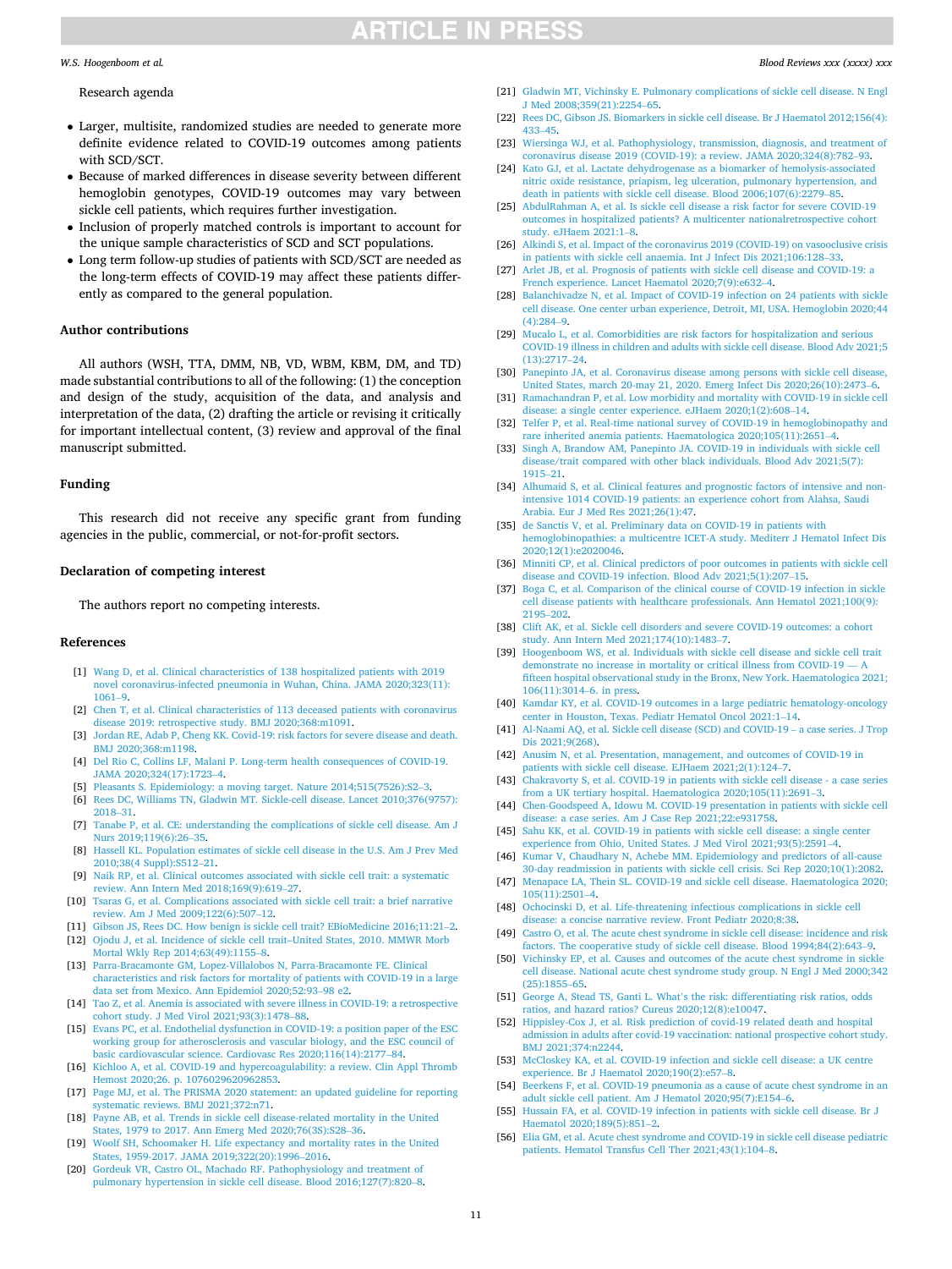Research agenda

- Larger, multisite, randomized studies are needed to generate more definite evidence related to COVID-19 outcomes among patients with SCD/SCT.
- Because of marked differences in disease severity between different hemoglobin genotypes, COVID-19 outcomes may vary between sickle cell patients, which requires further investigation.
- Inclusion of properly matched controls is important to account for the unique sample characteristics of SCD and SCT populations.
- Long term follow-up studies of patients with SCD/SCT are needed as the long-term effects of COVID-19 may affect these patients differently as compared to the general population.

## Author contributions

All authors (WSH, TTA, DMM, NB, VD, WBM, KBM, DM, and TD) made substantial contributions to all of the following: (1) the conception and design of the study, acquisition of the data, and analysis and interpretation of the data, (2) drafting the article or revising it critically for important intellectual content, (3) review and approval of the final manuscript submitted.

## Funding

This research did not receive any specific grant from funding agencies in the public, commercial, or not-for-profit sectors.

## Declaration of competing interest

The authors report no competing interests.

## References

[1] Wang D, et al. Clinical characteristics of 138 hospitalized patients with 2019 novel coronavirus-infected pneumonia in Wuhan, China. JAMA 2020;323(11):1061–9.

[2] Chen T, et al. Clinical characteristics of 113 deceased patients with coronavirus disease 2019: retrospective study. BMJ 2020;368:m1091.

[3] Jordan RE, Adab P, Cheng KK. Covid-19: risk factors for severe disease and death. BMJ 2020;368:m1198.

[4] Del Rio C, Collins LF, Malani P. Long-term health consequences of COVID-19. JAMA 2020;324(17):1723–4.

[5] Pleasants S. Epidemiology: a moving target. Nature 2014;515(7526):S2–3.

[6] Rees DC, Williams TN, Gladwin MT. Sickle-cell disease. Lancet 2010;376(9757):2018–31.

[7] Tanabe P, et al. CE: understanding the complications of sickle cell disease. Am J Nurs 2019;119(6):26–35.

[8] Hassell KL. Population estimates of sickle cell disease in the U.S. Am J Prev Med 2010;38(4 Suppl):S512–21.

[9] Naik RP, et al. Clinical outcomes associated with sickle cell trait: a systematic review. Ann Intern Med 2018;169(9):619–27.

[10] Tsaras G, et al. Complications associated with sickle cell trait: a brief narrative review. Am J Med 2009;122(6):507–12.

[11] Gibson JS, Rees DC. How benign is sickle cell trait? EBioMedicine 2016;11:21–2.

[12] Ojodu J, et al. Incidence of sickle cell trait–United States, 2010. MMWR Morb Mortal Wkly Rep 2014;63(49):1155–8.

[13] Parra-Bracamonte GM, Lopez-Villalobos N, Parra-Bracamonte FE. Clinical characteristics and risk factors for mortality of patients with COVID-19 in a large data set from Mexico. Ann Epidemiol 2020;52:93–98 e2.

[14] Tao Z, et al. Anemia is associated with severe illness in COVID-19: a retrospective cohort study. J Med Virol 2021;93(3):1478–88.

[15] Evans PC, et al. Endothelial dysfunction in COVID-19: a position paper of the ESC working group for atherosclerosis and vascular biology, and the ESC council of basic cardiovascular science. Cardiovasc Res 2020;116(14):2177–84.

[16] Kichloo A, et al. COVID-19 and hypercoagulability: a review. Clin Appl Thromb Hemost 2020;26. p. 1076029620962853.

[17] Page MJ, et al. The PRISMA 2020 statement: an updated guideline for reporting systematic reviews. BMJ 2021;372:n71.

[18] Payne AB, et al. Trends in sickle cell disease-related mortality in the United States, 1979 to 2017. Ann Emerg Med 2020;76(3S):S28–36.

[19] Woolf SH, Schoomaker H. Life expectancy and mortality rates in the United States, 1959-2017. JAMA 2019;322(20):1996–2016.

[20] Gordeuk VR, Castro OL, Machado RF. Pathophysiology and treatment of pulmonary hypertension in sickle cell disease. Blood 2016;127(7):820–8.

[21] Gladwin MT, Vichinsky E. Pulmonary complications of sickle cell disease. N Engl J Med 2008;359(21):2254–65.

[22] Rees DC, Gibson JS. Biomarkers in sickle cell disease. Br J Haematol 2012;156(4):433–45.

[23] Wiersinga WJ, et al. Pathophysiology, transmission, diagnosis, and treatment of coronavirus disease 2019 (COVID-19): a review. JAMA 2020;324(8):782–93.

[24] Kato GJ, et al. Lactate dehydrogenase as a biomarker of hemolysis-associated nitric oxide resistance, priapism, leg ulceration, pulmonary hypertension, and death in patients with sickle cell disease. Blood 2006;107(6):2279–85.

[25] AbdulRahman A, et al. Is sickle cell disease a risk factor for severe COVID-19 outcomes in hospitalized patients? A multicenter nationalretrospective cohort study. eJHaem 2021:1–8.

[26] Alkindi S, et al. Impact of the coronavirus 2019 (COVID-19) on vasooclusive crisis in patients with sickle cell anaemia. Int J Infect Dis 2021;106:128–33.

[27] Arlet JB, et al. Prognosis of patients with sickle cell disease and COVID-19: a French experience. Lancet Haematol 2020;7(9):e632–4.

[28] Balanchivadze N, et al. Impact of COVID-19 infection on 24 patients with sickle cell disease. One center urban experience, Detroit, MI, USA. Hemoglobin 2020;44(4):284–9.

[29] Mucalo L, et al. Comorbidities are risk factors for hospitalization and serious COVID-19 illness in children and adults with sickle cell disease. Blood Adv 2021;5(13):2717–24.

[30] Panepinto JA, et al. Coronavirus disease among persons with sickle cell disease, United States, march 20-may 21, 2020. Emerg Infect Dis 2020;26(10):2473–6.

[31] Ramachandran P, et al. Low morbidity and mortality with COVID-19 in sickle cell disease: a single center experience. eJHaem 2020;1(2):608–14.

[32] Telfer P, et al. Real-time national survey of COVID-19 in hemoglobinopathy and rare inherited anemia patients. Haematologica 2020;105(11):2651–4.

[33] Singh A, Brandow AM, Panepinto JA. COVID-19 in individuals with sickle cell disease/trait compared with other black individuals. Blood Adv 2021;5(7):1915–21.

[34] Alhumaid S, et al. Clinical features and prognostic factors of intensive and non-intensive 1014 COVID-19 patients: an experience cohort from Alahsa, Saudi Arabia. Eur J Med Res 2021;26(1):47.

[35] de Sanctis V, et al. Preliminary data on COVID-19 in patients with hemoglobinopathies: a multicentre ICET-A study. Mediterr J Hematol Infect Dis 2020;12(1):e2020046.

[36] Minniti CP, et al. Clinical predictors of poor outcomes in patients with sickle cell disease and COVID-19 infection. Blood Adv 2021;5(1):207–15.

[37] Boga C, et al. Comparison of the clinical course of COVID-19 infection in sickle cell disease patients with healthcare professionals. Ann Hematol 2021;100(9):2195–202.

[38] Clift AK, et al. Sickle cell disorders and severe COVID-19 outcomes: a cohort study. Ann Intern Med 2021;174(10):1483–7.

[39] Hoogenboom WS, et al. Individuals with sickle cell disease and sickle cell trait demonstrate no increase in mortality or critical illness from COVID-19 — A fifteen hospital observational study in the Bronx, New York. Haematologica 2021;106(11):3014–6. in press.

[40] Kamdar KY, et al. COVID-19 outcomes in a large pediatric hematology-oncology center in Houston, Texas. Pediatr Hematol Oncol 2021:1–14.

[41] Al-Naami AQ, et al. Sickle cell disease (SCD) and COVID-19 – a case series. J Trop Dis 2021;9(268).

[42] Anusim N, et al. Presentation, management, and outcomes of COVID-19 in patients with sickle cell disease. EJHaem 2021;2(1):124–7.

[43] Chakravorty S, et al. COVID-19 in patients with sickle cell disease - a case series from a UK tertiary hospital. Haematologica 2020;105(11):2691–3.

[44] Chen-Goodspeed A, Idowu M. COVID-19 presentation in patients with sickle cell disease: a case series. Am J Case Rep 2021;22:e931758.

[45] Sahu KK, et al. COVID-19 in patients with sickle cell disease: a single center experience from Ohio, United States. J Med Virol 2021;93(5):2591–4.

[46] Kumar V, Chaudhary N, Achebe MM. Epidemiology and predictors of all-cause 30-day readmission in patients with sickle cell crisis. Sci Rep 2020;10(1):2082.

[47] Menapace LA, Thein SL. COVID-19 and sickle cell disease. Haematologica 2020;105(11):2501–4.

[48] Ochocinski D, et al. Life-threatening infectious complications in sickle cell disease: a concise narrative review. Front Pediatr 2020;8:38.

[49] Castro O, et al. The acute chest syndrome in sickle cell disease: incidence and risk factors. The cooperative study of sickle cell disease. Blood 1994;84(2):643–9.

[50] Vichinsky EP, et al. Causes and outcomes of the acute chest syndrome in sickle cell disease. National acute chest syndrome study group. N Engl J Med 2000;342(25):1855–65.

[51] George A, Stead TS, Ganti L. What's the risk: differentiating risk ratios, odds ratios, and hazard ratios? Cureus 2020;12(8):e10047.

[52] Hippisley-Cox J, et al. Risk prediction of covid-19 related death and hospital admission in adults after covid-19 vaccination: national prospective cohort study. BMJ 2021;374:n2244.

[53] McCloskey KA, et al. COVID-19 infection and sickle cell disease: a UK centre experience. Br J Haematol 2020;190(2):e57–8.

[54] Beerkens F, et al. COVID-19 pneumonia as a cause of acute chest syndrome in an adult sickle cell patient. Am J Hematol 2020;95(7):E154–6.

[55] Hussain FA, et al. COVID-19 infection in patients with sickle cell disease. Br J Haematol 2020;189(5):851–2.

[56] Elia GM, et al. Acute chest syndrome and COVID-19 in sickle cell disease pediatric patients. Hematol Transfus Cell Ther 2021;43(1):104–8.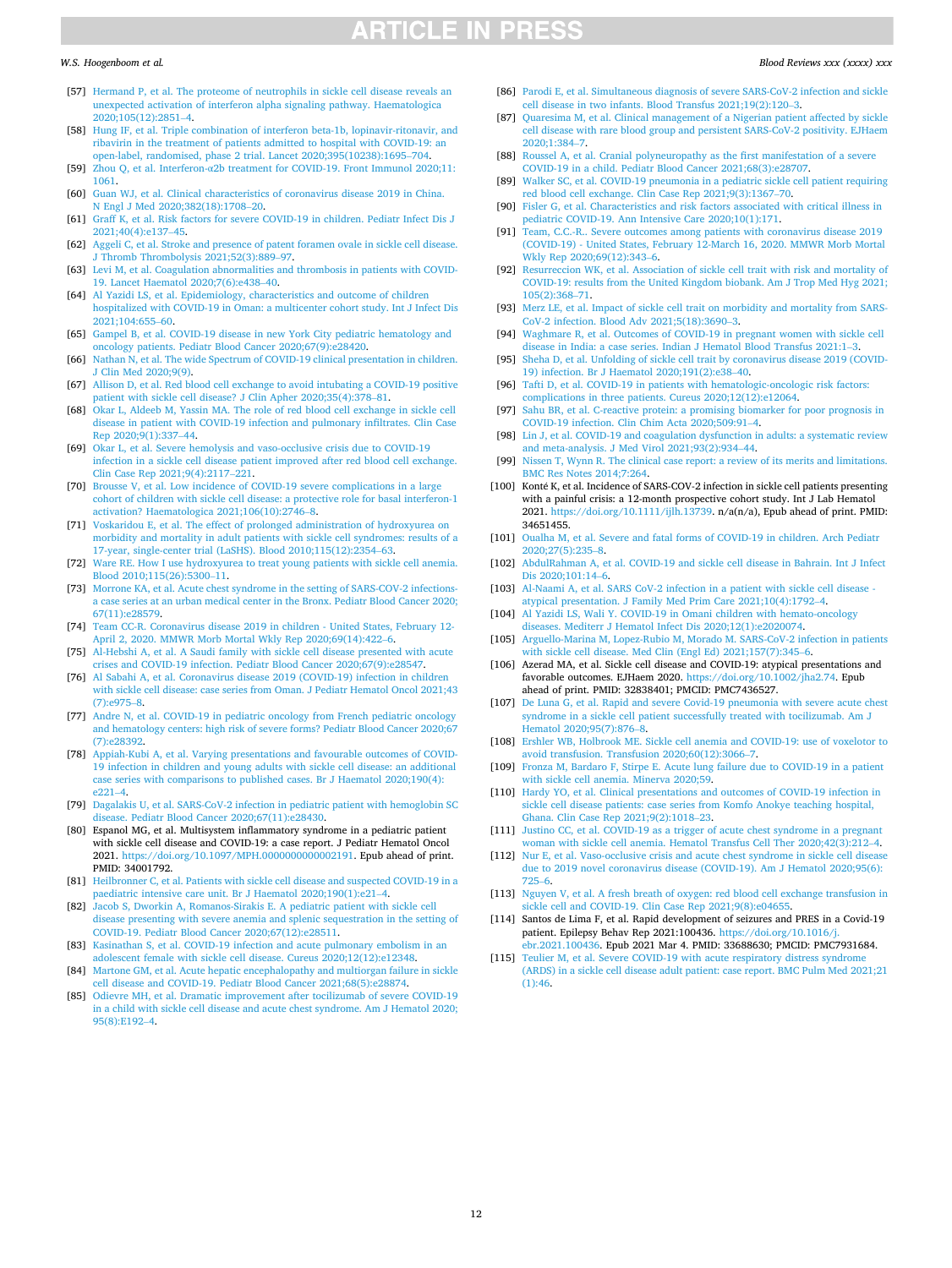[57] Hermand P, et al. The proteome of neutrophils in sickle cell disease reveals an unexpected activation of interferon alpha signaling pathway. Haematologica 2020;105(12):2851–4.

[58] Hung IF, et al. Triple combination of interferon beta-1b, lopinavir-ritonavir, and ribavirin in the treatment of patients admitted to hospital with COVID-19: an open-label, randomised, phase 2 trial. Lancet 2020;395(10238):1695–704.

[59] Zhou Q, et al. Interferon-α2b treatment for COVID-19. Front Immunol 2020;11:1061.

[60] Guan WJ, et al. Clinical characteristics of coronavirus disease 2019 in China. N Engl J Med 2020;382(18):1708–20.

[61] Graff K, et al. Risk factors for severe COVID-19 in children. Pediatr Infect Dis J 2021;40(4):e137–45.

[62] Aggeli C, et al. Stroke and presence of patent foramen ovale in sickle cell disease. J Thromb Thrombolysis 2021;52(3):889–97.

[63] Levi M, et al. Coagulation abnormalities and thrombosis in patients with COVID-19. Lancet Haematol 2020;7(6):e438–40.

[64] Al Yazidi LS, et al. Epidemiology, characteristics and outcome of children hospitalized with COVID-19 in Oman: a multicenter cohort study. Int J Infect Dis 2021;104:655–60.

[65] Gampel B, et al. COVID-19 disease in new York City pediatric hematology and oncology patients. Pediatr Blood Cancer 2020;67(9):e28420.

[66] Nathan N, et al. The wide Spectrum of COVID-19 clinical presentation in children. J Clin Med 2020;9(9).

[67] Allison D, et al. Red blood cell exchange to avoid intubating a COVID-19 positive patient with sickle cell disease? J Clin Apher 2020;35(4):378–81.

[68] Okar L, Aldeeb M, Yassin MA. The role of red blood cell exchange in sickle cell disease in patient with COVID-19 infection and pulmonary infiltrates. Clin Case Rep 2020;9(1):337–44.

[69] Okar L, et al. Severe hemolysis and vaso-occlusive crisis due to COVID-19 infection in a sickle cell disease patient improved after red blood cell exchange. Clin Case Rep 2021;9(4):2117–221.

[70] Brousse V, et al. Low incidence of COVID-19 severe complications in a large cohort of children with sickle cell disease: a protective role for basal interferon-1 activation? Haematologica 2021;106(10):2746–8.

[71] Voskaridou E, et al. The effect of prolonged administration of hydroxyurea on morbidity and mortality in adult patients with sickle cell syndromes: results of a 17-year, single-center trial (LaSHS). Blood 2010;115(12):2354–63.

[72] Ware RE. How I use hydroxyurea to treat young patients with sickle cell anemia. Blood 2010;115(26):5300–11.

[73] Morrone KA, et al. Acute chest syndrome in the setting of SARS-COV-2 infections-a case series at an urban medical center in the Bronx. Pediatr Blood Cancer 2020;67(11):e28579.

[74] Team CC-R. Coronavirus disease 2019 in children - United States, February 12-April 2, 2020. MMWR Morb Mortal Wkly Rep 2020;69(14):422–6.

[75] Al-Hebshi A, et al. A Saudi family with sickle cell disease presented with acute crises and COVID-19 infection. Pediatr Blood Cancer 2020;67(9):e28547.

[76] Al Sabahi A, et al. Coronavirus disease 2019 (COVID-19) infection in children with sickle cell disease: case series from Oman. J Pediatr Hematol Oncol 2021;43(7):e975–8.

[77] Andre N, et al. COVID-19 in pediatric oncology from French pediatric oncology and hematology centers: high risk of severe forms? Pediatr Blood Cancer 2020;67(7):e28392.

[78] Appiah-Kubi A, et al. Varying presentations and favourable outcomes of COVID-19 infection in children and young adults with sickle cell disease: an additional case series with comparisons to published cases. Br J Haematol 2020;190(4):e221–4.

[79] Dagalakis U, et al. SARS-CoV-2 infection in pediatric patient with hemoglobin SC disease. Pediatr Blood Cancer 2020;67(11):e28430.

[80] Espanol MG, et al. Multisystem inflammatory syndrome in a pediatric patient with sickle cell disease and COVID-19: a case report. J Pediatr Hematol Oncol 2021. https://doi.org/10.1097/MPH.0000000000002191. Epub ahead of print. PMID: 34001792.

[81] Heilbronner C, et al. Patients with sickle cell disease and suspected COVID-19 in a paediatric intensive care unit. Br J Haematol 2020;190(1):e21–4.

[82] Jacob S, Dworkin A, Romanos-Sirakis E. A pediatric patient with sickle cell disease presenting with severe anemia and splenic sequestration in the setting of COVID-19. Pediatr Blood Cancer 2020;67(12):e28511.

[83] Kasinathan S, et al. COVID-19 infection and acute pulmonary embolism in an adolescent female with sickle cell disease. Cureus 2020;12(12):e12348.

[84] Martone GM, et al. Acute hepatic encephalopathy and multiorgan failure in sickle cell disease and COVID-19. Pediatr Blood Cancer 2021;68(5):e28874.

[85] Odievre MH, et al. Dramatic improvement after tocilizumab of severe COVID-19 in a child with sickle cell disease and acute chest syndrome. Am J Hematol 2020;95(8):E192–4.

[86] Parodi E, et al. Simultaneous diagnosis of severe SARS-CoV-2 infection and sickle cell disease in two infants. Blood Transfus 2021;19(2):120–3.

[87] Quaresima M, et al. Clinical management of a Nigerian patient affected by sickle cell disease with rare blood group and persistent SARS-CoV-2 positivity. EJHaem 2020;1:384–7.

[88] Roussel A, et al. Cranial polyneuropathy as the first manifestation of a severe COVID-19 in a child. Pediatr Blood Cancer 2021;68(3):e28707.

[89] Walker SC, et al. COVID-19 pneumonia in a pediatric sickle cell patient requiring red blood cell exchange. Clin Case Rep 2021;9(3):1367–70.

[90] Fisler G, et al. Characteristics and risk factors associated with critical illness in pediatric COVID-19. Ann Intensive Care 2020;10(1):171.

[91] Team, C.C.-R.. Severe outcomes among patients with coronavirus disease 2019 (COVID-19) - United States, February 12-March 16, 2020. MMWR Morb Mortal Wkly Rep 2020;69(12):343–6.

[92] Resurreccion WK, et al. Association of sickle cell trait with risk and mortality of COVID-19: results from the United Kingdom biobank. Am J Trop Med Hyg 2021;105(2):368–71.

[93] Merz LE, et al. Impact of sickle cell trait on morbidity and mortality from SARS-CoV-2 infection. Blood Adv 2021;5(18):3690–3.

[94] Waghmare R, et al. Outcomes of COVID-19 in pregnant women with sickle cell disease in India: a case series. Indian J Hematol Blood Transfus 2021:1–3.

[95] Sheha D, et al. Unfolding of sickle cell trait by coronavirus disease 2019 (COVID-19) infection. Br J Haematol 2020;191(2):e38–40.

[96] Tafti D, et al. COVID-19 in patients with hematologic-oncologic risk factors: complications in three patients. Cureus 2020;12(12):e12064.

[97] Sahu BR, et al. C-reactive protein: a promising biomarker for poor prognosis in COVID-19 infection. Clin Chim Acta 2020;509:91–4.

[98] Lin J, et al. COVID-19 and coagulation dysfunction in adults: a systematic review and meta-analysis. J Med Virol 2021;93(2):934–44.

[99] Nissen T, Wynn R. The clinical case report: a review of its merits and limitations. BMC Res Notes 2014;7:264.

[100] Konté K, et al. Incidence of SARS-COV-2 infection in sickle cell patients presenting with a painful crisis: a 12-month prospective cohort study. Int J Lab Hematol 2021. https://doi.org/10.1111/ijlh.13739. n/a(n/a), Epub ahead of print. PMID: 34651455.

[101] Oualha M, et al. Severe and fatal forms of COVID-19 in children. Arch Pediatr 2020;27(5):235–8.

[102] AbdulRahman A, et al. COVID-19 and sickle cell disease in Bahrain. Int J Infect Dis 2020;101:14–6.

[103] Al-Naami A, et al. SARS CoV-2 infection in a patient with sickle cell disease - atypical presentation. J Family Med Prim Care 2021;10(4):1792–4.

[104] Al Yazidi LS, Wali Y. COVID-19 in Omani children with hemato-oncology diseases. Mediterr J Hematol Infect Dis 2020;12(1):e2020074.

[105] Arguello-Marina M, Lopez-Rubio M, Morado M. SARS-CoV-2 infection in patients with sickle cell disease. Med Clin (Engl Ed) 2021;157(7):345–6.

[106] Azerad MA, et al. Sickle cell disease and COVID-19: atypical presentations and favorable outcomes. EJHaem 2020. https://doi.org/10.1002/jha2.74. Epub ahead of print. PMID: 32838401; PMCID: PMC7436527.

[107] De Luna G, et al. Rapid and severe Covid-19 pneumonia with severe acute chest syndrome in a sickle cell patient successfully treated with tocilizumab. Am J Hematol 2020;95(7):876–8.

[108] Ershler WB, Holbrook ME. Sickle cell anemia and COVID-19: use of voxelotor to avoid transfusion. Transfusion 2020;60(12):3066–7.

[109] Fronza M, Bardaro F, Stirpe E. Acute lung failure due to COVID-19 in a patient with sickle cell anemia. Minerva 2020;59.

[110] Hardy YO, et al. Clinical presentations and outcomes of COVID-19 infection in sickle cell disease patients: case series from Komfo Anokye teaching hospital, Ghana. Clin Case Rep 2021;9(2):1018–23.

[111] Justino CC, et al. COVID-19 as a trigger of acute chest syndrome in a pregnant woman with sickle cell anemia. Hematol Transfus Cell Ther 2020;42(3):212–4.

[112] Nur E, et al. Vaso-occlusive crisis and acute chest syndrome in sickle cell disease due to 2019 novel coronavirus disease (COVID-19). Am J Hematol 2020;95(6):725–6.

[113] Nguyen V, et al. A fresh breath of oxygen: red blood cell exchange transfusion in sickle cell and COVID-19. Clin Case Rep 2021;9(8):e04655.

[114] Santos de Lima F, et al. Rapid development of seizures and PRES in a Covid-19 patient. Epilepsy Behav Rep 2021:100436. https://doi.org/10.1016/j.ebr.2021.100436. Epub 2021 Mar 4. PMID: 33688630; PMCID: PMC7931684.

[115] Teulier M, et al. Severe COVID-19 with acute respiratory distress syndrome (ARDS) in a sickle cell disease adult patient: case report. BMC Pulm Med 2021;21(1):46.